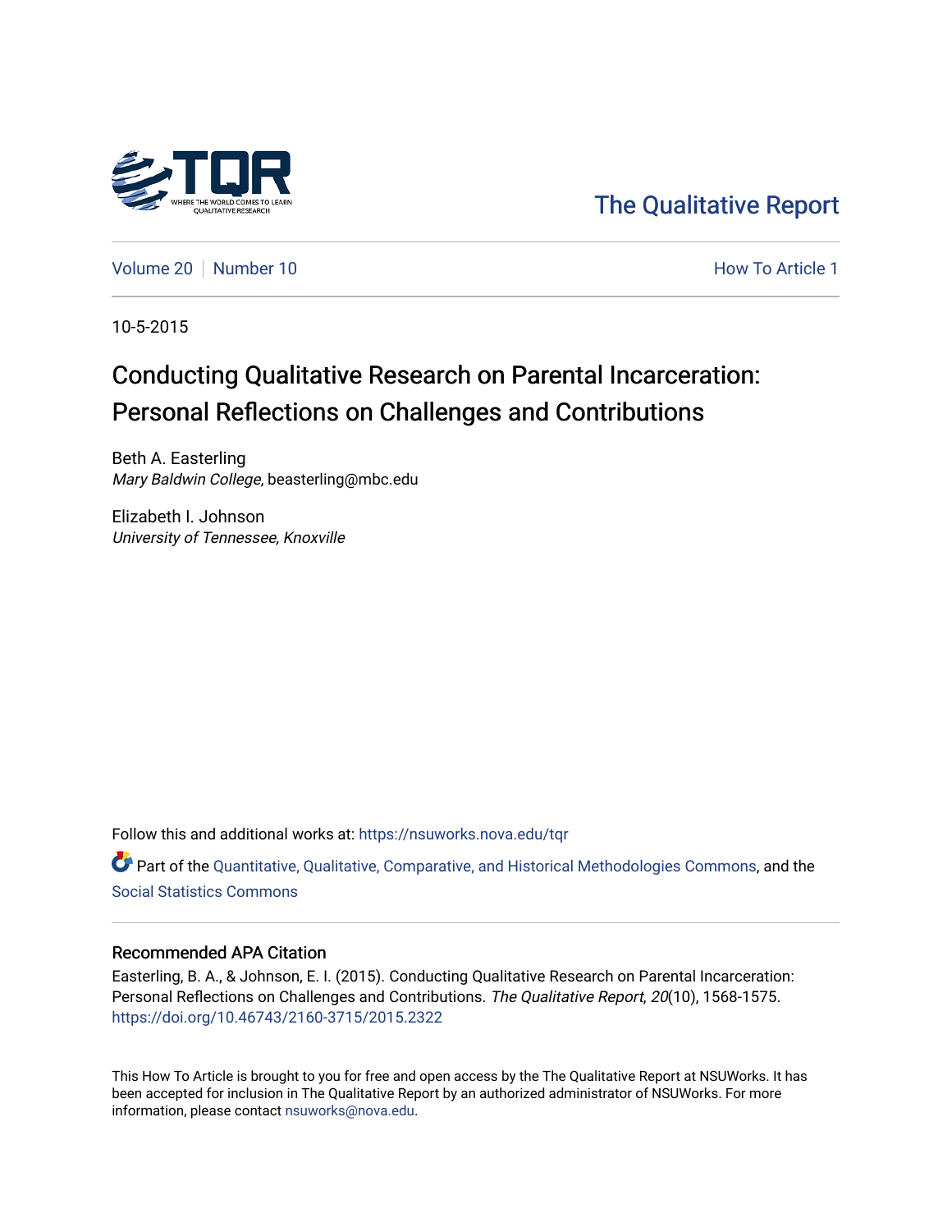The Qualitative Report

Volume 20 | Number 10

How To Article 1

10-5-2015

# Conducting Qualitative Research on Parental Incarceration: Personal Reflections on Challenges and Contributions

Beth A. Easterling
*Mary Baldwin College*, beasterling@mbc.edu

Elizabeth I. Johnson
*University of Tennessee, Knoxville*

Follow this and additional works at: https://nsuworks.nova.edu/tqr

Part of the Quantitative, Qualitative, Comparative, and Historical Methodologies Commons, and the Social Statistics Commons

## Recommended APA Citation

Easterling, B. A., & Johnson, E. I. (2015). Conducting Qualitative Research on Parental Incarceration: Personal Reflections on Challenges and Contributions. *The Qualitative Report*, *20*(10), 1568-1575. https://doi.org/10.46743/2160-3715/2015.2322

This How To Article is brought to you for free and open access by the The Qualitative Report at NSUWorks. It has been accepted for inclusion in The Qualitative Report by an authorized administrator of NSUWorks. For more information, please contact nsuworks@nova.edu.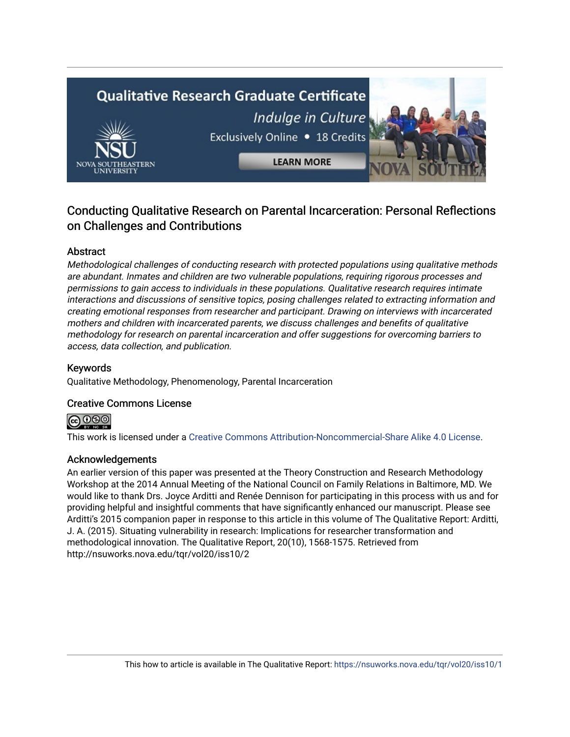## Conducting Qualitative Research on Parental Incarceration: Personal Reflections on Challenges and Contributions

### Abstract

*Methodological challenges of conducting research with protected populations using qualitative methods are abundant. Inmates and children are two vulnerable populations, requiring rigorous processes and permissions to gain access to individuals in these populations. Qualitative research requires intimate interactions and discussions of sensitive topics, posing challenges related to extracting information and creating emotional responses from researcher and participant. Drawing on interviews with incarcerated mothers and children with incarcerated parents, we discuss challenges and benefits of qualitative methodology for research on parental incarceration and offer suggestions for overcoming barriers to access, data collection, and publication.*

### Keywords

Qualitative Methodology, Phenomenology, Parental Incarceration

### Creative Commons License

This work is licensed under a Creative Commons Attribution-Noncommercial-Share Alike 4.0 License.

### Acknowledgements

An earlier version of this paper was presented at the Theory Construction and Research Methodology Workshop at the 2014 Annual Meeting of the National Council on Family Relations in Baltimore, MD. We would like to thank Drs. Joyce Arditti and Renée Dennison for participating in this process with us and for providing helpful and insightful comments that have significantly enhanced our manuscript. Please see Arditti's 2015 companion paper in response to this article in this volume of The Qualitative Report: Arditti, J. A. (2015). Situating vulnerability in research: Implications for researcher transformation and methodological innovation. The Qualitative Report, 20(10), 1568-1575. Retrieved from http://nsuworks.nova.edu/tqr/vol20/iss10/2

This how to article is available in The Qualitative Report: https://nsuworks.nova.edu/tqr/vol20/iss10/1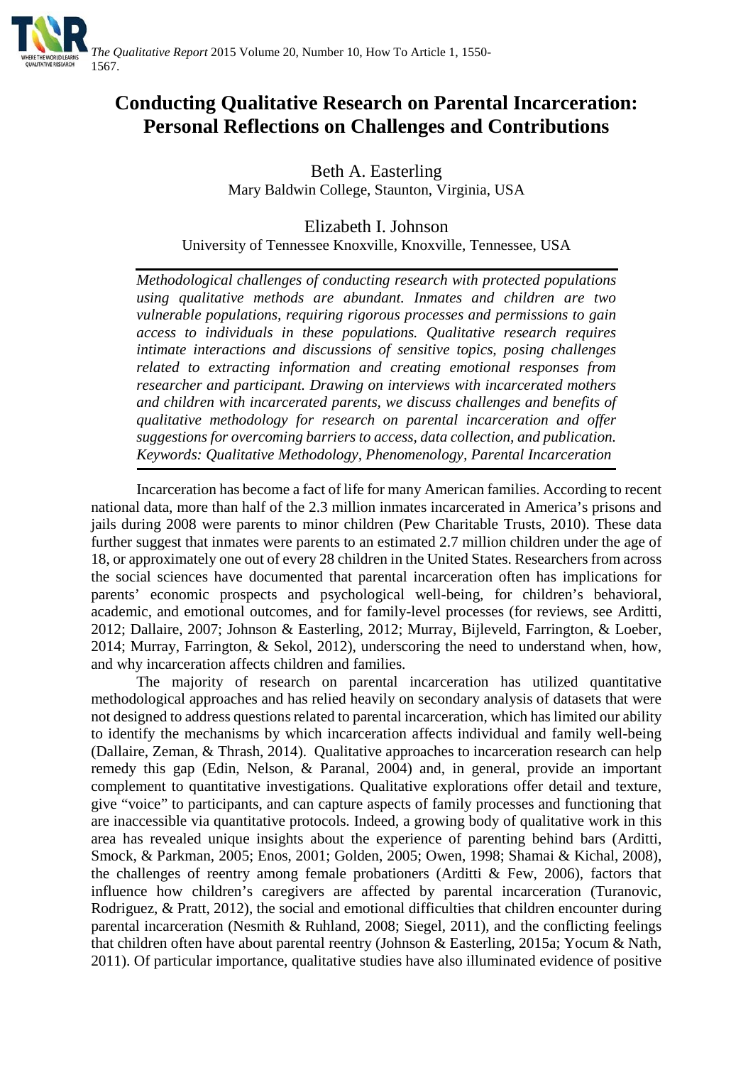# Conducting Qualitative Research on Parental Incarceration: Personal Reflections on Challenges and Contributions

Beth A. Easterling
Mary Baldwin College, Staunton, Virginia, USA

Elizabeth I. Johnson
University of Tennessee Knoxville, Knoxville, Tennessee, USA

*Methodological challenges of conducting research with protected populations using qualitative methods are abundant. Inmates and children are two vulnerable populations, requiring rigorous processes and permissions to gain access to individuals in these populations. Qualitative research requires intimate interactions and discussions of sensitive topics, posing challenges related to extracting information and creating emotional responses from researcher and participant. Drawing on interviews with incarcerated mothers and children with incarcerated parents, we discuss challenges and benefits of qualitative methodology for research on parental incarceration and offer suggestions for overcoming barriers to access, data collection, and publication. Keywords: Qualitative Methodology, Phenomenology, Parental Incarceration*

Incarceration has become a fact of life for many American families. According to recent national data, more than half of the 2.3 million inmates incarcerated in America's prisons and jails during 2008 were parents to minor children (Pew Charitable Trusts, 2010). These data further suggest that inmates were parents to an estimated 2.7 million children under the age of 18, or approximately one out of every 28 children in the United States. Researchers from across the social sciences have documented that parental incarceration often has implications for parents' economic prospects and psychological well-being, for children's behavioral, academic, and emotional outcomes, and for family-level processes (for reviews, see Arditti, 2012; Dallaire, 2007; Johnson & Easterling, 2012; Murray, Bijleveld, Farrington, & Loeber, 2014; Murray, Farrington, & Sekol, 2012), underscoring the need to understand when, how, and why incarceration affects children and families.

The majority of research on parental incarceration has utilized quantitative methodological approaches and has relied heavily on secondary analysis of datasets that were not designed to address questions related to parental incarceration, which has limited our ability to identify the mechanisms by which incarceration affects individual and family well-being (Dallaire, Zeman, & Thrash, 2014). Qualitative approaches to incarceration research can help remedy this gap (Edin, Nelson, & Paranal, 2004) and, in general, provide an important complement to quantitative investigations. Qualitative explorations offer detail and texture, give "voice" to participants, and can capture aspects of family processes and functioning that are inaccessible via quantitative protocols. Indeed, a growing body of qualitative work in this area has revealed unique insights about the experience of parenting behind bars (Arditti, Smock, & Parkman, 2005; Enos, 2001; Golden, 2005; Owen, 1998; Shamai & Kichal, 2008), the challenges of reentry among female probationers (Arditti & Few, 2006), factors that influence how children's caregivers are affected by parental incarceration (Turanovic, Rodriguez, & Pratt, 2012), the social and emotional difficulties that children encounter during parental incarceration (Nesmith & Ruhland, 2008; Siegel, 2011), and the conflicting feelings that children often have about parental reentry (Johnson & Easterling, 2015a; Yocum & Nath, 2011). Of particular importance, qualitative studies have also illuminated evidence of positive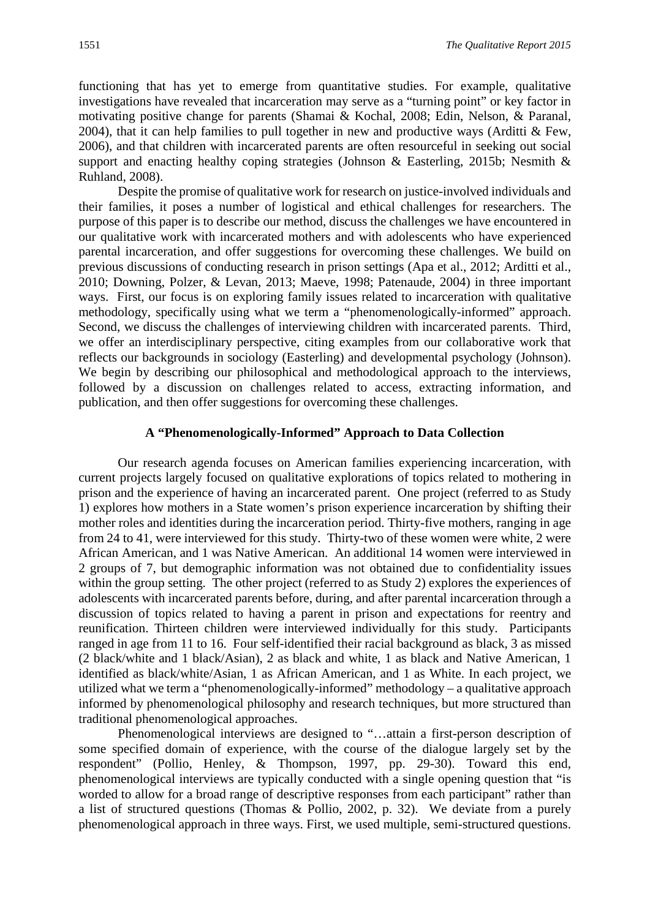functioning that has yet to emerge from quantitative studies. For example, qualitative investigations have revealed that incarceration may serve as a "turning point" or key factor in motivating positive change for parents (Shamai & Kochal, 2008; Edin, Nelson, & Paranal, 2004), that it can help families to pull together in new and productive ways (Arditti & Few, 2006), and that children with incarcerated parents are often resourceful in seeking out social support and enacting healthy coping strategies (Johnson & Easterling, 2015b; Nesmith & Ruhland, 2008).

Despite the promise of qualitative work for research on justice-involved individuals and their families, it poses a number of logistical and ethical challenges for researchers. The purpose of this paper is to describe our method, discuss the challenges we have encountered in our qualitative work with incarcerated mothers and with adolescents who have experienced parental incarceration, and offer suggestions for overcoming these challenges. We build on previous discussions of conducting research in prison settings (Apa et al., 2012; Arditti et al., 2010; Downing, Polzer, & Levan, 2013; Maeve, 1998; Patenaude, 2004) in three important ways. First, our focus is on exploring family issues related to incarceration with qualitative methodology, specifically using what we term a "phenomenologically-informed" approach. Second, we discuss the challenges of interviewing children with incarcerated parents. Third, we offer an interdisciplinary perspective, citing examples from our collaborative work that reflects our backgrounds in sociology (Easterling) and developmental psychology (Johnson). We begin by describing our philosophical and methodological approach to the interviews, followed by a discussion on challenges related to access, extracting information, and publication, and then offer suggestions for overcoming these challenges.

### A "Phenomenologically-Informed" Approach to Data Collection

Our research agenda focuses on American families experiencing incarceration, with current projects largely focused on qualitative explorations of topics related to mothering in prison and the experience of having an incarcerated parent. One project (referred to as Study 1) explores how mothers in a State women's prison experience incarceration by shifting their mother roles and identities during the incarceration period. Thirty-five mothers, ranging in age from 24 to 41, were interviewed for this study. Thirty-two of these women were white, 2 were African American, and 1 was Native American. An additional 14 women were interviewed in 2 groups of 7, but demographic information was not obtained due to confidentiality issues within the group setting. The other project (referred to as Study 2) explores the experiences of adolescents with incarcerated parents before, during, and after parental incarceration through a discussion of topics related to having a parent in prison and expectations for reentry and reunification. Thirteen children were interviewed individually for this study. Participants ranged in age from 11 to 16. Four self-identified their racial background as black, 3 as missed (2 black/white and 1 black/Asian), 2 as black and white, 1 as black and Native American, 1 identified as black/white/Asian, 1 as African American, and 1 as White. In each project, we utilized what we term a "phenomenologically-informed" methodology – a qualitative approach informed by phenomenological philosophy and research techniques, but more structured than traditional phenomenological approaches.

Phenomenological interviews are designed to "…attain a first-person description of some specified domain of experience, with the course of the dialogue largely set by the respondent" (Pollio, Henley, & Thompson, 1997, pp. 29-30). Toward this end, phenomenological interviews are typically conducted with a single opening question that "is worded to allow for a broad range of descriptive responses from each participant" rather than a list of structured questions (Thomas & Pollio, 2002, p. 32). We deviate from a purely phenomenological approach in three ways. First, we used multiple, semi-structured questions.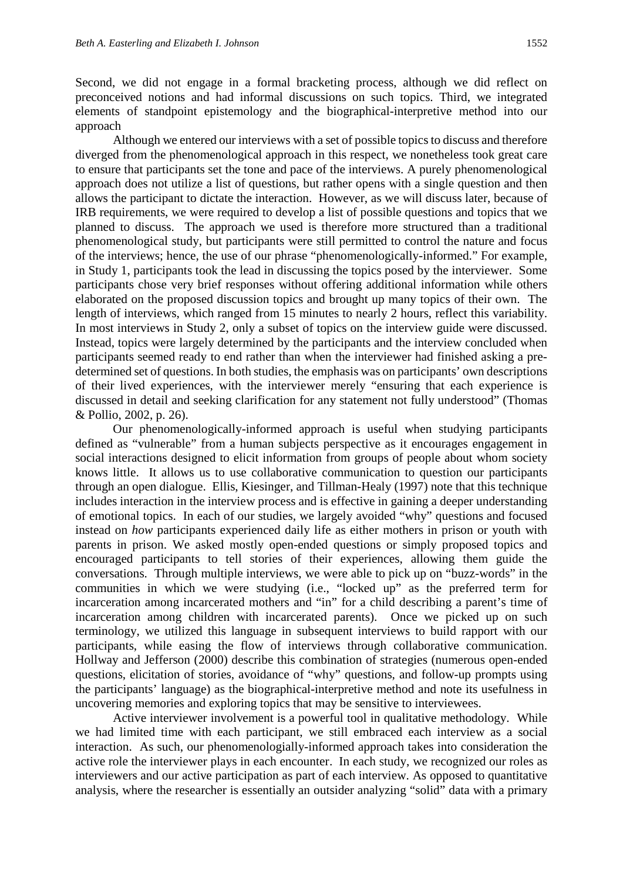Second, we did not engage in a formal bracketing process, although we did reflect on preconceived notions and had informal discussions on such topics. Third, we integrated elements of standpoint epistemology and the biographical-interpretive method into our approach

Although we entered our interviews with a set of possible topics to discuss and therefore diverged from the phenomenological approach in this respect, we nonetheless took great care to ensure that participants set the tone and pace of the interviews. A purely phenomenological approach does not utilize a list of questions, but rather opens with a single question and then allows the participant to dictate the interaction. However, as we will discuss later, because of IRB requirements, we were required to develop a list of possible questions and topics that we planned to discuss. The approach we used is therefore more structured than a traditional phenomenological study, but participants were still permitted to control the nature and focus of the interviews; hence, the use of our phrase "phenomenologically-informed." For example, in Study 1, participants took the lead in discussing the topics posed by the interviewer. Some participants chose very brief responses without offering additional information while others elaborated on the proposed discussion topics and brought up many topics of their own. The length of interviews, which ranged from 15 minutes to nearly 2 hours, reflect this variability. In most interviews in Study 2, only a subset of topics on the interview guide were discussed. Instead, topics were largely determined by the participants and the interview concluded when participants seemed ready to end rather than when the interviewer had finished asking a pre-determined set of questions. In both studies, the emphasis was on participants' own descriptions of their lived experiences, with the interviewer merely "ensuring that each experience is discussed in detail and seeking clarification for any statement not fully understood" (Thomas & Pollio, 2002, p. 26).

Our phenomenologically-informed approach is useful when studying participants defined as "vulnerable" from a human subjects perspective as it encourages engagement in social interactions designed to elicit information from groups of people about whom society knows little. It allows us to use collaborative communication to question our participants through an open dialogue. Ellis, Kiesinger, and Tillman-Healy (1997) note that this technique includes interaction in the interview process and is effective in gaining a deeper understanding of emotional topics. In each of our studies, we largely avoided "why" questions and focused instead on *how* participants experienced daily life as either mothers in prison or youth with parents in prison. We asked mostly open-ended questions or simply proposed topics and encouraged participants to tell stories of their experiences, allowing them guide the conversations. Through multiple interviews, we were able to pick up on "buzz-words" in the communities in which we were studying (i.e., "locked up" as the preferred term for incarceration among incarcerated mothers and "in" for a child describing a parent's time of incarceration among children with incarcerated parents). Once we picked up on such terminology, we utilized this language in subsequent interviews to build rapport with our participants, while easing the flow of interviews through collaborative communication. Hollway and Jefferson (2000) describe this combination of strategies (numerous open-ended questions, elicitation of stories, avoidance of "why" questions, and follow-up prompts using the participants' language) as the biographical-interpretive method and note its usefulness in uncovering memories and exploring topics that may be sensitive to interviewees.

Active interviewer involvement is a powerful tool in qualitative methodology. While we had limited time with each participant, we still embraced each interview as a social interaction. As such, our phenomenologially-informed approach takes into consideration the active role the interviewer plays in each encounter. In each study, we recognized our roles as interviewers and our active participation as part of each interview. As opposed to quantitative analysis, where the researcher is essentially an outsider analyzing "solid" data with a primary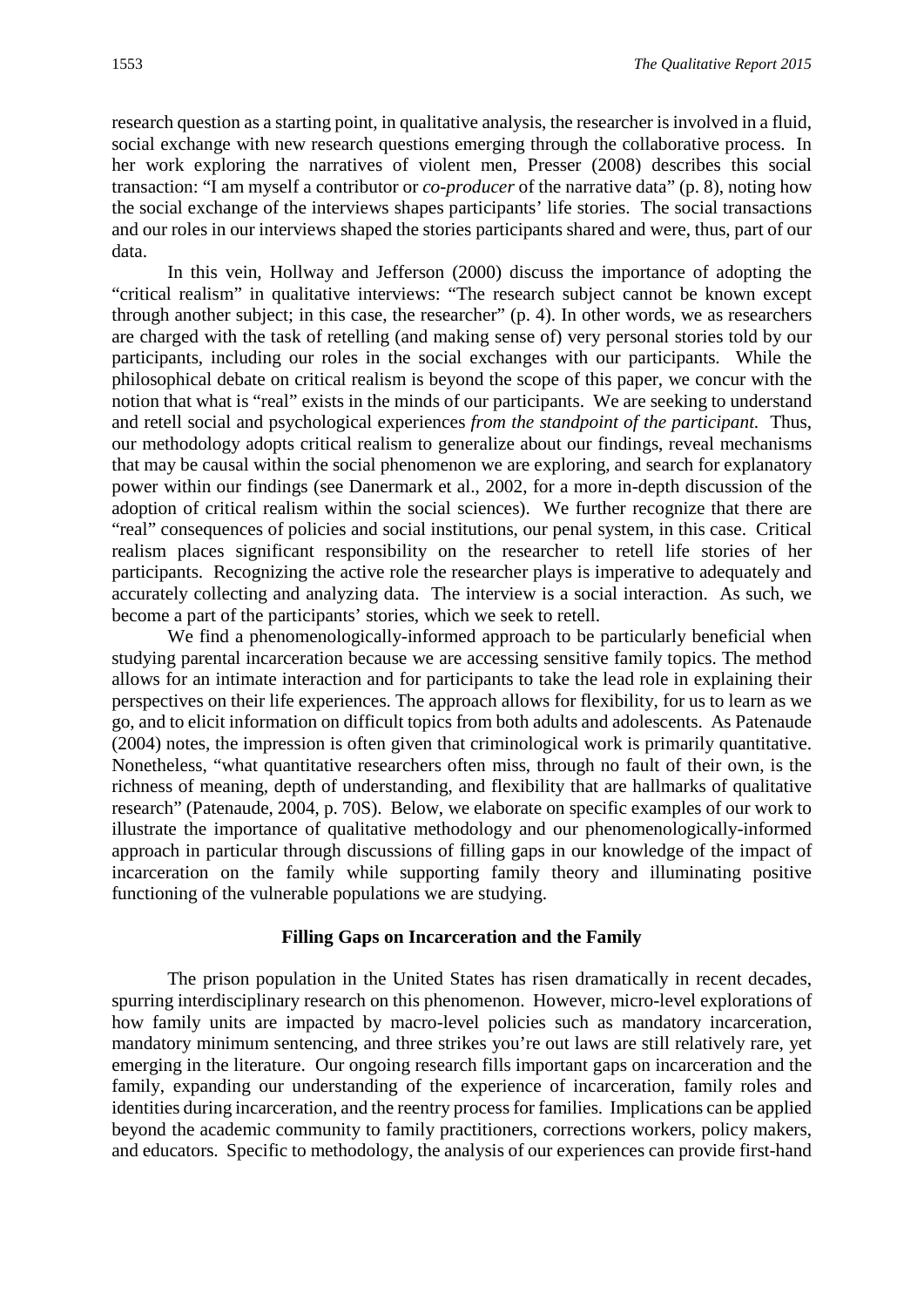research question as a starting point, in qualitative analysis, the researcher is involved in a fluid, social exchange with new research questions emerging through the collaborative process. In her work exploring the narratives of violent men, Presser (2008) describes this social transaction: "I am myself a contributor or *co-producer* of the narrative data" (p. 8), noting how the social exchange of the interviews shapes participants' life stories. The social transactions and our roles in our interviews shaped the stories participants shared and were, thus, part of our data.

In this vein, Hollway and Jefferson (2000) discuss the importance of adopting the "critical realism" in qualitative interviews: "The research subject cannot be known except through another subject; in this case, the researcher" (p. 4). In other words, we as researchers are charged with the task of retelling (and making sense of) very personal stories told by our participants, including our roles in the social exchanges with our participants. While the philosophical debate on critical realism is beyond the scope of this paper, we concur with the notion that what is "real" exists in the minds of our participants. We are seeking to understand and retell social and psychological experiences *from the standpoint of the participant.* Thus, our methodology adopts critical realism to generalize about our findings, reveal mechanisms that may be causal within the social phenomenon we are exploring, and search for explanatory power within our findings (see Danermark et al., 2002, for a more in-depth discussion of the adoption of critical realism within the social sciences). We further recognize that there are "real" consequences of policies and social institutions, our penal system, in this case. Critical realism places significant responsibility on the researcher to retell life stories of her participants. Recognizing the active role the researcher plays is imperative to adequately and accurately collecting and analyzing data. The interview is a social interaction. As such, we become a part of the participants' stories, which we seek to retell.

We find a phenomenologically-informed approach to be particularly beneficial when studying parental incarceration because we are accessing sensitive family topics. The method allows for an intimate interaction and for participants to take the lead role in explaining their perspectives on their life experiences. The approach allows for flexibility, for us to learn as we go, and to elicit information on difficult topics from both adults and adolescents. As Patenaude (2004) notes, the impression is often given that criminological work is primarily quantitative. Nonetheless, "what quantitative researchers often miss, through no fault of their own, is the richness of meaning, depth of understanding, and flexibility that are hallmarks of qualitative research" (Patenaude, 2004, p. 70S). Below, we elaborate on specific examples of our work to illustrate the importance of qualitative methodology and our phenomenologically-informed approach in particular through discussions of filling gaps in our knowledge of the impact of incarceration on the family while supporting family theory and illuminating positive functioning of the vulnerable populations we are studying.

## Filling Gaps on Incarceration and the Family

The prison population in the United States has risen dramatically in recent decades, spurring interdisciplinary research on this phenomenon. However, micro-level explorations of how family units are impacted by macro-level policies such as mandatory incarceration, mandatory minimum sentencing, and three strikes you're out laws are still relatively rare, yet emerging in the literature. Our ongoing research fills important gaps on incarceration and the family, expanding our understanding of the experience of incarceration, family roles and identities during incarceration, and the reentry process for families. Implications can be applied beyond the academic community to family practitioners, corrections workers, policy makers, and educators. Specific to methodology, the analysis of our experiences can provide first-hand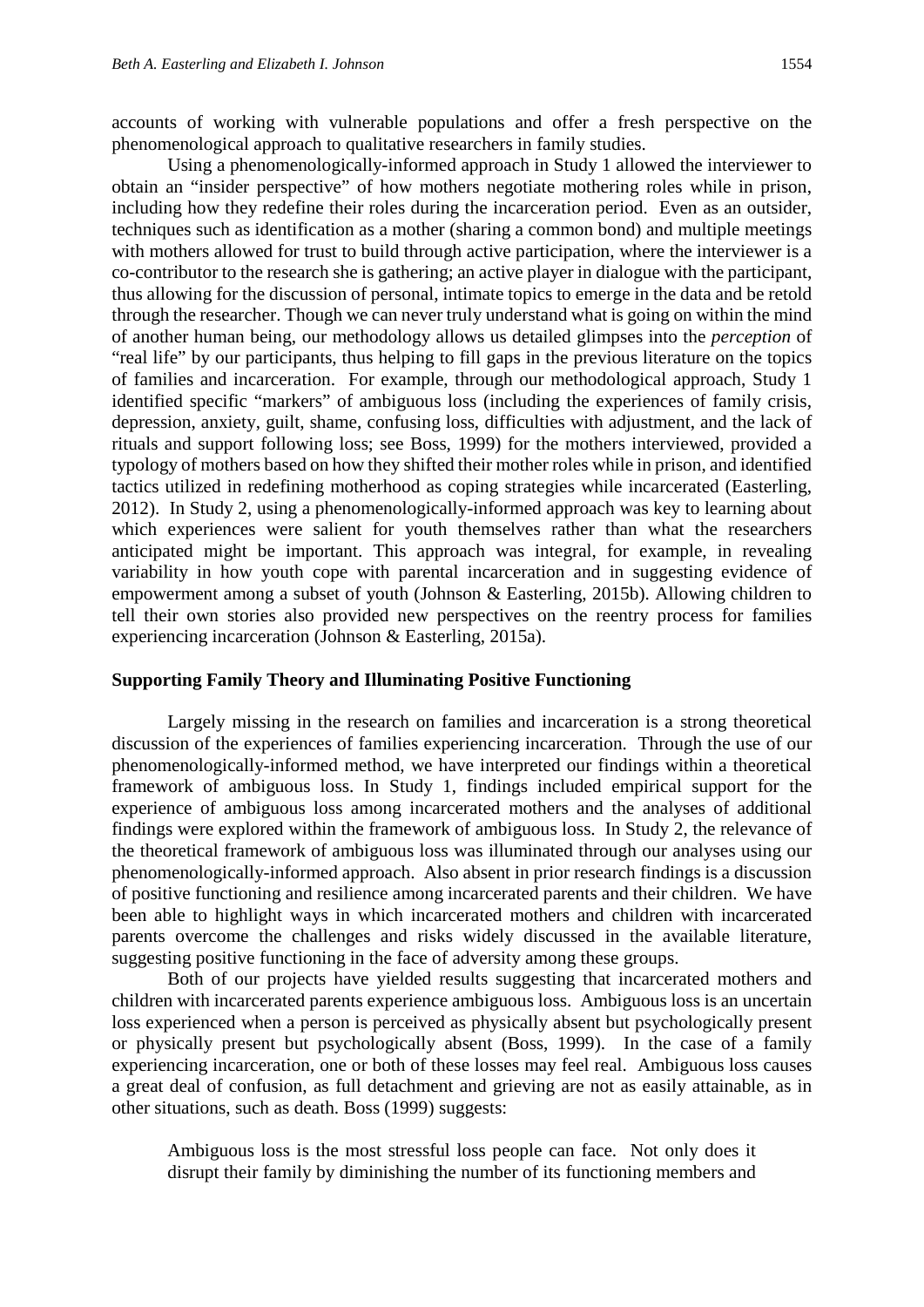accounts of working with vulnerable populations and offer a fresh perspective on the phenomenological approach to qualitative researchers in family studies.

Using a phenomenologically-informed approach in Study 1 allowed the interviewer to obtain an "insider perspective" of how mothers negotiate mothering roles while in prison, including how they redefine their roles during the incarceration period. Even as an outsider, techniques such as identification as a mother (sharing a common bond) and multiple meetings with mothers allowed for trust to build through active participation, where the interviewer is a co-contributor to the research she is gathering; an active player in dialogue with the participant, thus allowing for the discussion of personal, intimate topics to emerge in the data and be retold through the researcher. Though we can never truly understand what is going on within the mind of another human being, our methodology allows us detailed glimpses into the *perception* of "real life" by our participants, thus helping to fill gaps in the previous literature on the topics of families and incarceration. For example, through our methodological approach, Study 1 identified specific "markers" of ambiguous loss (including the experiences of family crisis, depression, anxiety, guilt, shame, confusing loss, difficulties with adjustment, and the lack of rituals and support following loss; see Boss, 1999) for the mothers interviewed, provided a typology of mothers based on how they shifted their mother roles while in prison, and identified tactics utilized in redefining motherhood as coping strategies while incarcerated (Easterling, 2012). In Study 2, using a phenomenologically-informed approach was key to learning about which experiences were salient for youth themselves rather than what the researchers anticipated might be important. This approach was integral, for example, in revealing variability in how youth cope with parental incarceration and in suggesting evidence of empowerment among a subset of youth (Johnson & Easterling, 2015b). Allowing children to tell their own stories also provided new perspectives on the reentry process for families experiencing incarceration (Johnson & Easterling, 2015a).

### Supporting Family Theory and Illuminating Positive Functioning

Largely missing in the research on families and incarceration is a strong theoretical discussion of the experiences of families experiencing incarceration. Through the use of our phenomenologically-informed method, we have interpreted our findings within a theoretical framework of ambiguous loss. In Study 1, findings included empirical support for the experience of ambiguous loss among incarcerated mothers and the analyses of additional findings were explored within the framework of ambiguous loss. In Study 2, the relevance of the theoretical framework of ambiguous loss was illuminated through our analyses using our phenomenologically-informed approach. Also absent in prior research findings is a discussion of positive functioning and resilience among incarcerated parents and their children. We have been able to highlight ways in which incarcerated mothers and children with incarcerated parents overcome the challenges and risks widely discussed in the available literature, suggesting positive functioning in the face of adversity among these groups.

Both of our projects have yielded results suggesting that incarcerated mothers and children with incarcerated parents experience ambiguous loss. Ambiguous loss is an uncertain loss experienced when a person is perceived as physically absent but psychologically present or physically present but psychologically absent (Boss, 1999). In the case of a family experiencing incarceration, one or both of these losses may feel real. Ambiguous loss causes a great deal of confusion, as full detachment and grieving are not as easily attainable, as in other situations, such as death. Boss (1999) suggests:

> Ambiguous loss is the most stressful loss people can face. Not only does it disrupt their family by diminishing the number of its functioning members and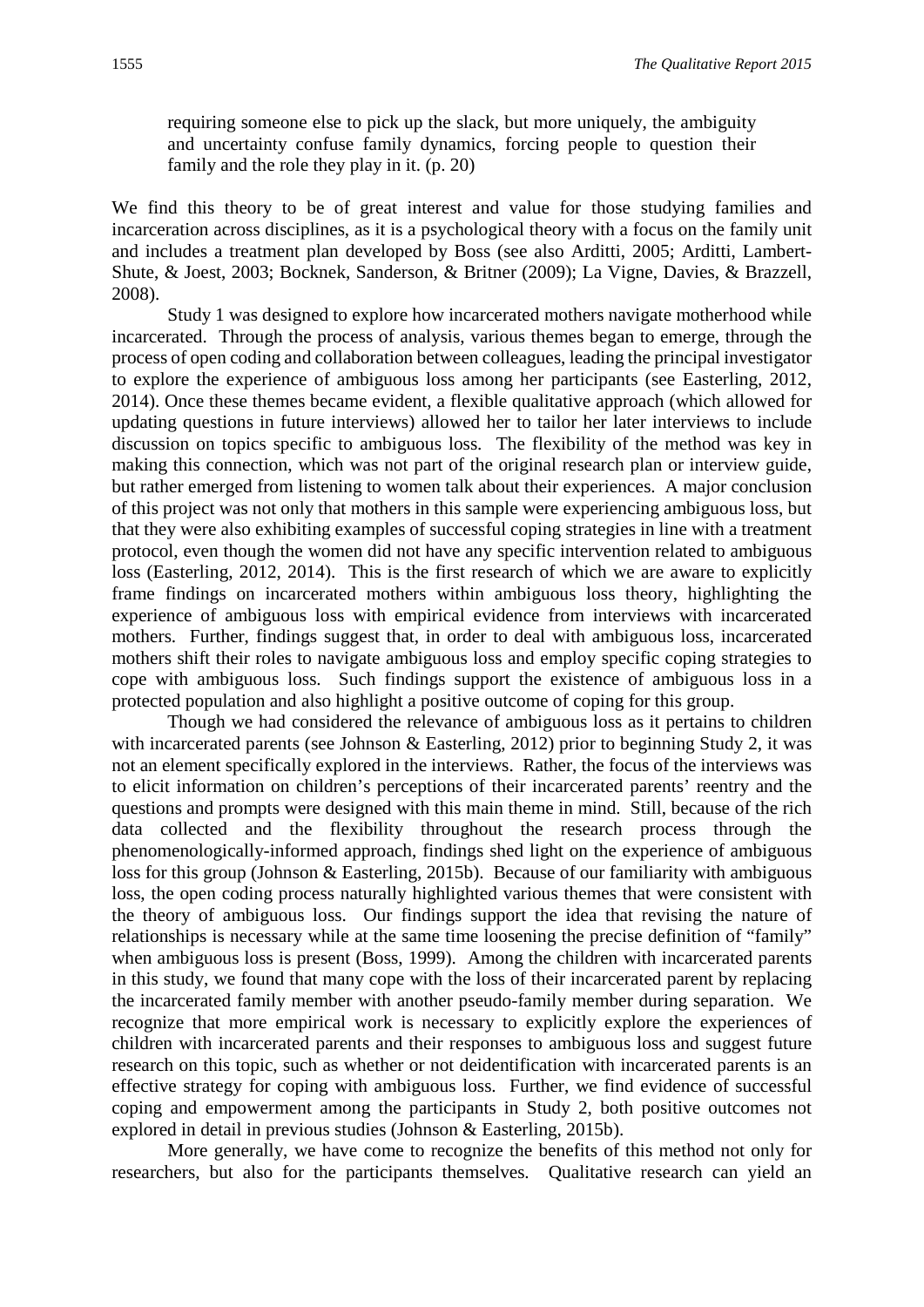> requiring someone else to pick up the slack, but more uniquely, the ambiguity and uncertainty confuse family dynamics, forcing people to question their family and the role they play in it. (p. 20)

We find this theory to be of great interest and value for those studying families and incarceration across disciplines, as it is a psychological theory with a focus on the family unit and includes a treatment plan developed by Boss (see also Arditti, 2005; Arditti, Lambert-Shute, & Joest, 2003; Bocknek, Sanderson, & Britner (2009); La Vigne, Davies, & Brazzell, 2008).

Study 1 was designed to explore how incarcerated mothers navigate motherhood while incarcerated. Through the process of analysis, various themes began to emerge, through the process of open coding and collaboration between colleagues, leading the principal investigator to explore the experience of ambiguous loss among her participants (see Easterling, 2012, 2014). Once these themes became evident, a flexible qualitative approach (which allowed for updating questions in future interviews) allowed her to tailor her later interviews to include discussion on topics specific to ambiguous loss. The flexibility of the method was key in making this connection, which was not part of the original research plan or interview guide, but rather emerged from listening to women talk about their experiences. A major conclusion of this project was not only that mothers in this sample were experiencing ambiguous loss, but that they were also exhibiting examples of successful coping strategies in line with a treatment protocol, even though the women did not have any specific intervention related to ambiguous loss (Easterling, 2012, 2014). This is the first research of which we are aware to explicitly frame findings on incarcerated mothers within ambiguous loss theory, highlighting the experience of ambiguous loss with empirical evidence from interviews with incarcerated mothers. Further, findings suggest that, in order to deal with ambiguous loss, incarcerated mothers shift their roles to navigate ambiguous loss and employ specific coping strategies to cope with ambiguous loss. Such findings support the existence of ambiguous loss in a protected population and also highlight a positive outcome of coping for this group.

Though we had considered the relevance of ambiguous loss as it pertains to children with incarcerated parents (see Johnson & Easterling, 2012) prior to beginning Study 2, it was not an element specifically explored in the interviews. Rather, the focus of the interviews was to elicit information on children's perceptions of their incarcerated parents' reentry and the questions and prompts were designed with this main theme in mind. Still, because of the rich data collected and the flexibility throughout the research process through the phenomenologically-informed approach, findings shed light on the experience of ambiguous loss for this group (Johnson & Easterling, 2015b). Because of our familiarity with ambiguous loss, the open coding process naturally highlighted various themes that were consistent with the theory of ambiguous loss. Our findings support the idea that revising the nature of relationships is necessary while at the same time loosening the precise definition of "family" when ambiguous loss is present (Boss, 1999). Among the children with incarcerated parents in this study, we found that many cope with the loss of their incarcerated parent by replacing the incarcerated family member with another pseudo-family member during separation. We recognize that more empirical work is necessary to explicitly explore the experiences of children with incarcerated parents and their responses to ambiguous loss and suggest future research on this topic, such as whether or not deidentification with incarcerated parents is an effective strategy for coping with ambiguous loss. Further, we find evidence of successful coping and empowerment among the participants in Study 2, both positive outcomes not explored in detail in previous studies (Johnson & Easterling, 2015b).

More generally, we have come to recognize the benefits of this method not only for researchers, but also for the participants themselves. Qualitative research can yield an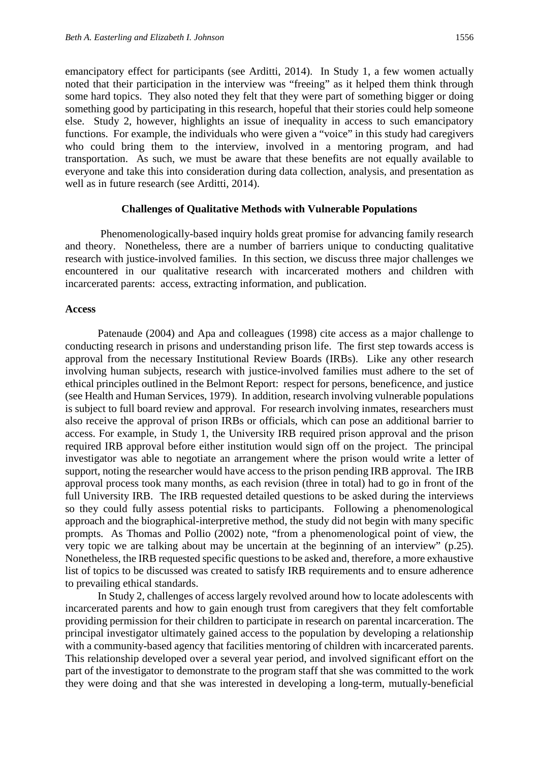emancipatory effect for participants (see Arditti, 2014). In Study 1, a few women actually noted that their participation in the interview was "freeing" as it helped them think through some hard topics. They also noted they felt that they were part of something bigger or doing something good by participating in this research, hopeful that their stories could help someone else. Study 2, however, highlights an issue of inequality in access to such emancipatory functions. For example, the individuals who were given a "voice" in this study had caregivers who could bring them to the interview, involved in a mentoring program, and had transportation. As such, we must be aware that these benefits are not equally available to everyone and take this into consideration during data collection, analysis, and presentation as well as in future research (see Arditti, 2014).

## Challenges of Qualitative Methods with Vulnerable Populations

Phenomenologically-based inquiry holds great promise for advancing family research and theory. Nonetheless, there are a number of barriers unique to conducting qualitative research with justice-involved families. In this section, we discuss three major challenges we encountered in our qualitative research with incarcerated mothers and children with incarcerated parents: access, extracting information, and publication.

### Access

Patenaude (2004) and Apa and colleagues (1998) cite access as a major challenge to conducting research in prisons and understanding prison life. The first step towards access is approval from the necessary Institutional Review Boards (IRBs). Like any other research involving human subjects, research with justice-involved families must adhere to the set of ethical principles outlined in the Belmont Report: respect for persons, beneficence, and justice (see Health and Human Services, 1979). In addition, research involving vulnerable populations is subject to full board review and approval. For research involving inmates, researchers must also receive the approval of prison IRBs or officials, which can pose an additional barrier to access. For example, in Study 1, the University IRB required prison approval and the prison required IRB approval before either institution would sign off on the project. The principal investigator was able to negotiate an arrangement where the prison would write a letter of support, noting the researcher would have access to the prison pending IRB approval. The IRB approval process took many months, as each revision (three in total) had to go in front of the full University IRB. The IRB requested detailed questions to be asked during the interviews so they could fully assess potential risks to participants. Following a phenomenological approach and the biographical-interpretive method, the study did not begin with many specific prompts. As Thomas and Pollio (2002) note, "from a phenomenological point of view, the very topic we are talking about may be uncertain at the beginning of an interview" (p.25). Nonetheless, the IRB requested specific questions to be asked and, therefore, a more exhaustive list of topics to be discussed was created to satisfy IRB requirements and to ensure adherence to prevailing ethical standards.

In Study 2, challenges of access largely revolved around how to locate adolescents with incarcerated parents and how to gain enough trust from caregivers that they felt comfortable providing permission for their children to participate in research on parental incarceration. The principal investigator ultimately gained access to the population by developing a relationship with a community-based agency that facilities mentoring of children with incarcerated parents. This relationship developed over a several year period, and involved significant effort on the part of the investigator to demonstrate to the program staff that she was committed to the work they were doing and that she was interested in developing a long-term, mutually-beneficial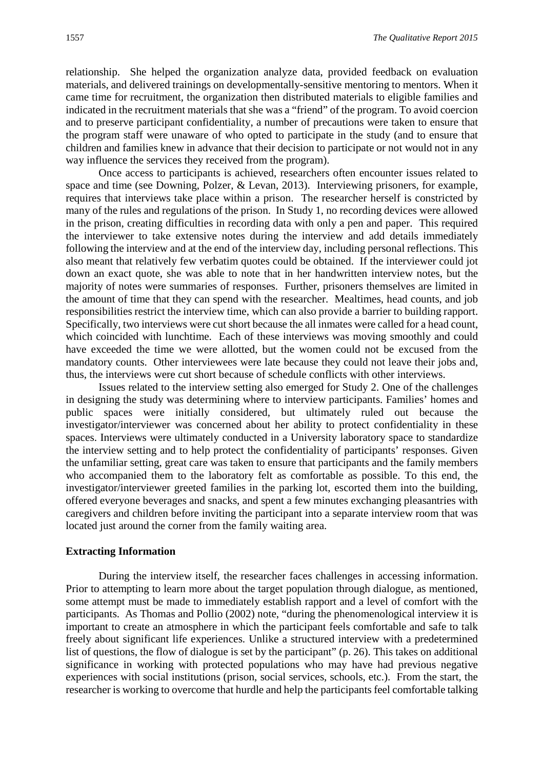relationship. She helped the organization analyze data, provided feedback on evaluation materials, and delivered trainings on developmentally-sensitive mentoring to mentors. When it came time for recruitment, the organization then distributed materials to eligible families and indicated in the recruitment materials that she was a "friend" of the program. To avoid coercion and to preserve participant confidentiality, a number of precautions were taken to ensure that the program staff were unaware of who opted to participate in the study (and to ensure that children and families knew in advance that their decision to participate or not would not in any way influence the services they received from the program).

Once access to participants is achieved, researchers often encounter issues related to space and time (see Downing, Polzer, & Levan, 2013). Interviewing prisoners, for example, requires that interviews take place within a prison. The researcher herself is constricted by many of the rules and regulations of the prison. In Study 1, no recording devices were allowed in the prison, creating difficulties in recording data with only a pen and paper. This required the interviewer to take extensive notes during the interview and add details immediately following the interview and at the end of the interview day, including personal reflections. This also meant that relatively few verbatim quotes could be obtained. If the interviewer could jot down an exact quote, she was able to note that in her handwritten interview notes, but the majority of notes were summaries of responses. Further, prisoners themselves are limited in the amount of time that they can spend with the researcher. Mealtimes, head counts, and job responsibilities restrict the interview time, which can also provide a barrier to building rapport. Specifically, two interviews were cut short because the all inmates were called for a head count, which coincided with lunchtime. Each of these interviews was moving smoothly and could have exceeded the time we were allotted, but the women could not be excused from the mandatory counts. Other interviewees were late because they could not leave their jobs and, thus, the interviews were cut short because of schedule conflicts with other interviews.

Issues related to the interview setting also emerged for Study 2. One of the challenges in designing the study was determining where to interview participants. Families' homes and public spaces were initially considered, but ultimately ruled out because the investigator/interviewer was concerned about her ability to protect confidentiality in these spaces. Interviews were ultimately conducted in a University laboratory space to standardize the interview setting and to help protect the confidentiality of participants' responses. Given the unfamiliar setting, great care was taken to ensure that participants and the family members who accompanied them to the laboratory felt as comfortable as possible. To this end, the investigator/interviewer greeted families in the parking lot, escorted them into the building, offered everyone beverages and snacks, and spent a few minutes exchanging pleasantries with caregivers and children before inviting the participant into a separate interview room that was located just around the corner from the family waiting area.

## Extracting Information

During the interview itself, the researcher faces challenges in accessing information. Prior to attempting to learn more about the target population through dialogue, as mentioned, some attempt must be made to immediately establish rapport and a level of comfort with the participants. As Thomas and Pollio (2002) note, "during the phenomenological interview it is important to create an atmosphere in which the participant feels comfortable and safe to talk freely about significant life experiences. Unlike a structured interview with a predetermined list of questions, the flow of dialogue is set by the participant" (p. 26). This takes on additional significance in working with protected populations who may have had previous negative experiences with social institutions (prison, social services, schools, etc.). From the start, the researcher is working to overcome that hurdle and help the participants feel comfortable talking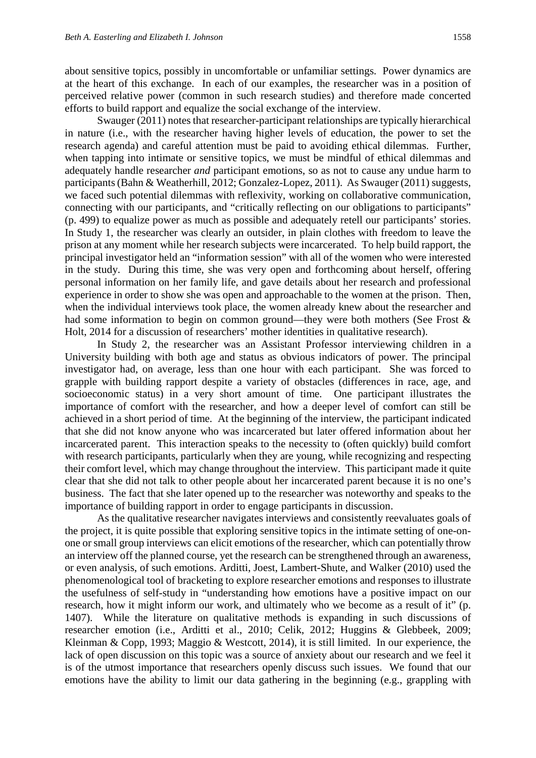about sensitive topics, possibly in uncomfortable or unfamiliar settings. Power dynamics are at the heart of this exchange. In each of our examples, the researcher was in a position of perceived relative power (common in such research studies) and therefore made concerted efforts to build rapport and equalize the social exchange of the interview.

Swauger (2011) notes that researcher-participant relationships are typically hierarchical in nature (i.e., with the researcher having higher levels of education, the power to set the research agenda) and careful attention must be paid to avoiding ethical dilemmas. Further, when tapping into intimate or sensitive topics, we must be mindful of ethical dilemmas and adequately handle researcher *and* participant emotions, so as not to cause any undue harm to participants (Bahn & Weatherhill, 2012; Gonzalez-Lopez, 2011). As Swauger (2011) suggests, we faced such potential dilemmas with reflexivity, working on collaborative communication, connecting with our participants, and "critically reflecting on our obligations to participants" (p. 499) to equalize power as much as possible and adequately retell our participants' stories. In Study 1, the researcher was clearly an outsider, in plain clothes with freedom to leave the prison at any moment while her research subjects were incarcerated. To help build rapport, the principal investigator held an "information session" with all of the women who were interested in the study. During this time, she was very open and forthcoming about herself, offering personal information on her family life, and gave details about her research and professional experience in order to show she was open and approachable to the women at the prison. Then, when the individual interviews took place, the women already knew about the researcher and had some information to begin on common ground—they were both mothers (See Frost & Holt, 2014 for a discussion of researchers' mother identities in qualitative research).

In Study 2, the researcher was an Assistant Professor interviewing children in a University building with both age and status as obvious indicators of power. The principal investigator had, on average, less than one hour with each participant. She was forced to grapple with building rapport despite a variety of obstacles (differences in race, age, and socioeconomic status) in a very short amount of time. One participant illustrates the importance of comfort with the researcher, and how a deeper level of comfort can still be achieved in a short period of time. At the beginning of the interview, the participant indicated that she did not know anyone who was incarcerated but later offered information about her incarcerated parent. This interaction speaks to the necessity to (often quickly) build comfort with research participants, particularly when they are young, while recognizing and respecting their comfort level, which may change throughout the interview. This participant made it quite clear that she did not talk to other people about her incarcerated parent because it is no one's business. The fact that she later opened up to the researcher was noteworthy and speaks to the importance of building rapport in order to engage participants in discussion.

As the qualitative researcher navigates interviews and consistently reevaluates goals of the project, it is quite possible that exploring sensitive topics in the intimate setting of one-on-one or small group interviews can elicit emotions of the researcher, which can potentially throw an interview off the planned course, yet the research can be strengthened through an awareness, or even analysis, of such emotions. Arditti, Joest, Lambert-Shute, and Walker (2010) used the phenomenological tool of bracketing to explore researcher emotions and responses to illustrate the usefulness of self-study in "understanding how emotions have a positive impact on our research, how it might inform our work, and ultimately who we become as a result of it" (p. 1407). While the literature on qualitative methods is expanding in such discussions of researcher emotion (i.e., Arditti et al., 2010; Celik, 2012; Huggins & Glebbeek, 2009; Kleinman & Copp, 1993; Maggio & Westcott, 2014), it is still limited. In our experience, the lack of open discussion on this topic was a source of anxiety about our research and we feel it is of the utmost importance that researchers openly discuss such issues. We found that our emotions have the ability to limit our data gathering in the beginning (e.g., grappling with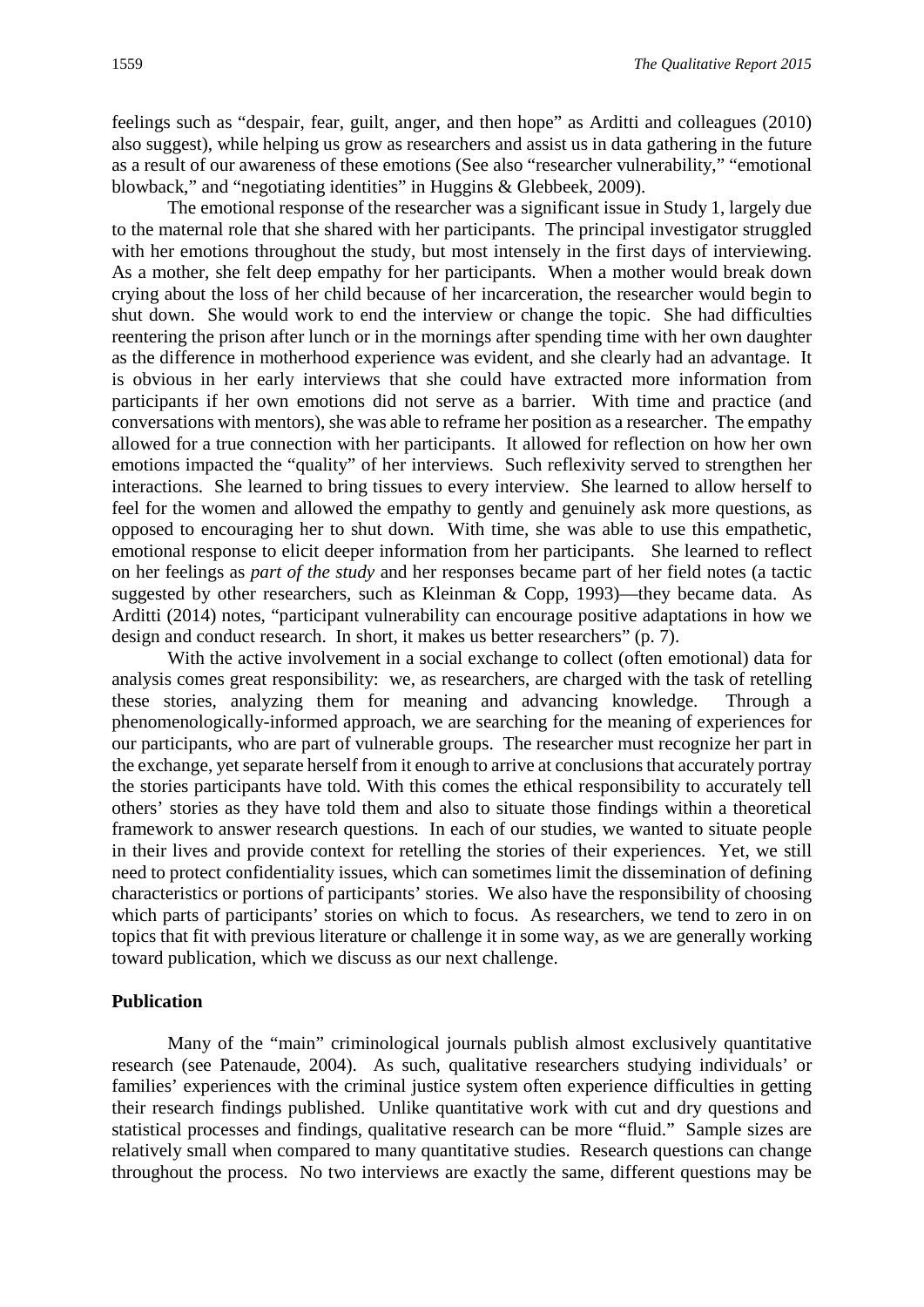feelings such as "despair, fear, guilt, anger, and then hope" as Arditti and colleagues (2010) also suggest), while helping us grow as researchers and assist us in data gathering in the future as a result of our awareness of these emotions (See also "researcher vulnerability," "emotional blowback," and "negotiating identities" in Huggins & Glebbeek, 2009).

The emotional response of the researcher was a significant issue in Study 1, largely due to the maternal role that she shared with her participants. The principal investigator struggled with her emotions throughout the study, but most intensely in the first days of interviewing. As a mother, she felt deep empathy for her participants. When a mother would break down crying about the loss of her child because of her incarceration, the researcher would begin to shut down. She would work to end the interview or change the topic. She had difficulties reentering the prison after lunch or in the mornings after spending time with her own daughter as the difference in motherhood experience was evident, and she clearly had an advantage. It is obvious in her early interviews that she could have extracted more information from participants if her own emotions did not serve as a barrier. With time and practice (and conversations with mentors), she was able to reframe her position as a researcher. The empathy allowed for a true connection with her participants. It allowed for reflection on how her own emotions impacted the "quality" of her interviews. Such reflexivity served to strengthen her interactions. She learned to bring tissues to every interview. She learned to allow herself to feel for the women and allowed the empathy to gently and genuinely ask more questions, as opposed to encouraging her to shut down. With time, she was able to use this empathetic, emotional response to elicit deeper information from her participants. She learned to reflect on her feelings as *part of the study* and her responses became part of her field notes (a tactic suggested by other researchers, such as Kleinman & Copp, 1993)—they became data. As Arditti (2014) notes, "participant vulnerability can encourage positive adaptations in how we design and conduct research. In short, it makes us better researchers" (p. 7).

With the active involvement in a social exchange to collect (often emotional) data for analysis comes great responsibility: we, as researchers, are charged with the task of retelling these stories, analyzing them for meaning and advancing knowledge. Through a phenomenologically-informed approach, we are searching for the meaning of experiences for our participants, who are part of vulnerable groups. The researcher must recognize her part in the exchange, yet separate herself from it enough to arrive at conclusions that accurately portray the stories participants have told. With this comes the ethical responsibility to accurately tell others' stories as they have told them and also to situate those findings within a theoretical framework to answer research questions. In each of our studies, we wanted to situate people in their lives and provide context for retelling the stories of their experiences. Yet, we still need to protect confidentiality issues, which can sometimes limit the dissemination of defining characteristics or portions of participants' stories. We also have the responsibility of choosing which parts of participants' stories on which to focus. As researchers, we tend to zero in on topics that fit with previous literature or challenge it in some way, as we are generally working toward publication, which we discuss as our next challenge.

**Publication**

Many of the "main" criminological journals publish almost exclusively quantitative research (see Patenaude, 2004). As such, qualitative researchers studying individuals' or families' experiences with the criminal justice system often experience difficulties in getting their research findings published. Unlike quantitative work with cut and dry questions and statistical processes and findings, qualitative research can be more "fluid." Sample sizes are relatively small when compared to many quantitative studies. Research questions can change throughout the process. No two interviews are exactly the same, different questions may be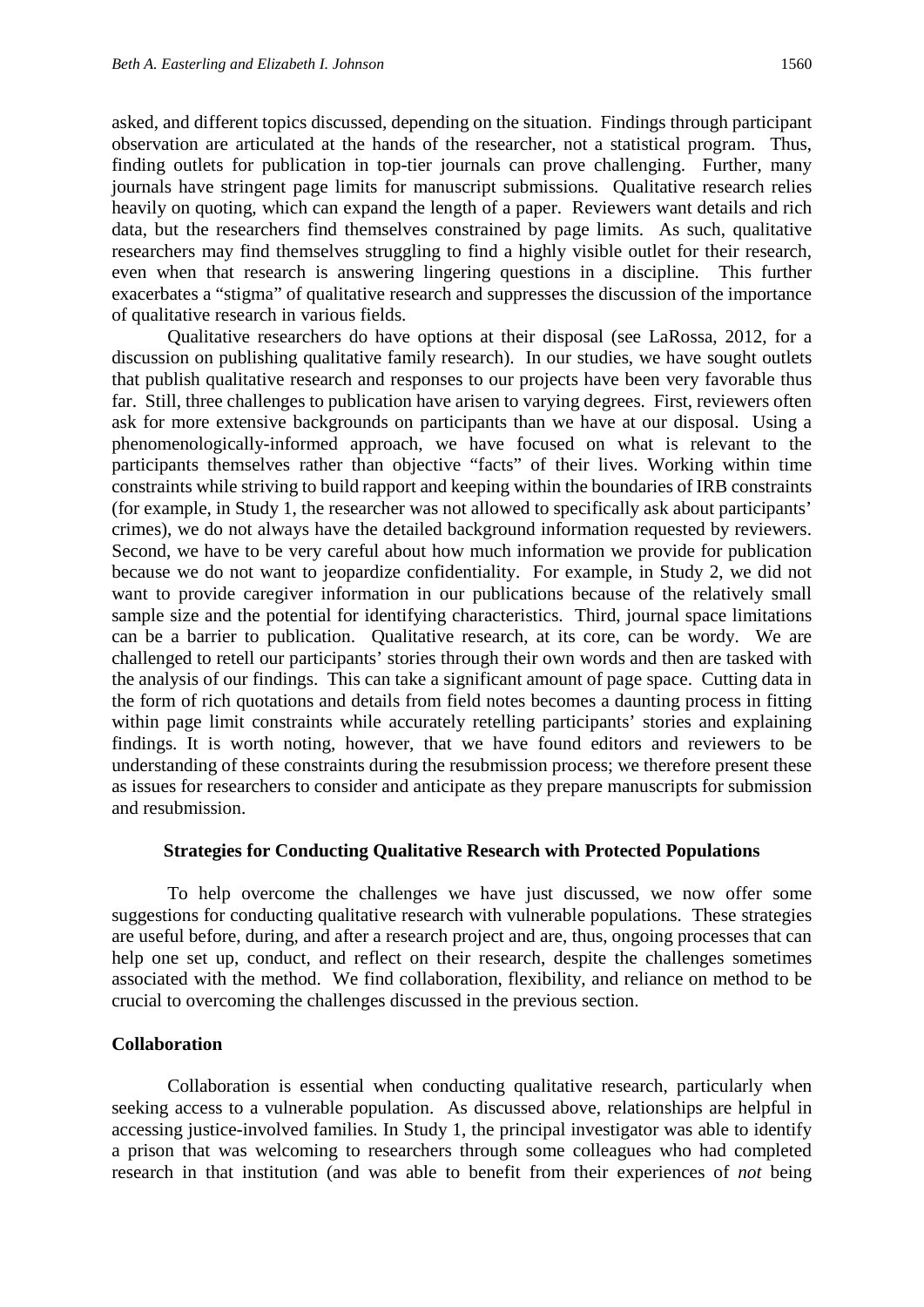asked, and different topics discussed, depending on the situation. Findings through participant observation are articulated at the hands of the researcher, not a statistical program. Thus, finding outlets for publication in top-tier journals can prove challenging. Further, many journals have stringent page limits for manuscript submissions. Qualitative research relies heavily on quoting, which can expand the length of a paper. Reviewers want details and rich data, but the researchers find themselves constrained by page limits. As such, qualitative researchers may find themselves struggling to find a highly visible outlet for their research, even when that research is answering lingering questions in a discipline. This further exacerbates a "stigma" of qualitative research and suppresses the discussion of the importance of qualitative research in various fields.

Qualitative researchers do have options at their disposal (see LaRossa, 2012, for a discussion on publishing qualitative family research). In our studies, we have sought outlets that publish qualitative research and responses to our projects have been very favorable thus far. Still, three challenges to publication have arisen to varying degrees. First, reviewers often ask for more extensive backgrounds on participants than we have at our disposal. Using a phenomenologically-informed approach, we have focused on what is relevant to the participants themselves rather than objective "facts" of their lives. Working within time constraints while striving to build rapport and keeping within the boundaries of IRB constraints (for example, in Study 1, the researcher was not allowed to specifically ask about participants' crimes), we do not always have the detailed background information requested by reviewers. Second, we have to be very careful about how much information we provide for publication because we do not want to jeopardize confidentiality. For example, in Study 2, we did not want to provide caregiver information in our publications because of the relatively small sample size and the potential for identifying characteristics. Third, journal space limitations can be a barrier to publication. Qualitative research, at its core, can be wordy. We are challenged to retell our participants' stories through their own words and then are tasked with the analysis of our findings. This can take a significant amount of page space. Cutting data in the form of rich quotations and details from field notes becomes a daunting process in fitting within page limit constraints while accurately retelling participants' stories and explaining findings. It is worth noting, however, that we have found editors and reviewers to be understanding of these constraints during the resubmission process; we therefore present these as issues for researchers to consider and anticipate as they prepare manuscripts for submission and resubmission.

## Strategies for Conducting Qualitative Research with Protected Populations

To help overcome the challenges we have just discussed, we now offer some suggestions for conducting qualitative research with vulnerable populations. These strategies are useful before, during, and after a research project and are, thus, ongoing processes that can help one set up, conduct, and reflect on their research, despite the challenges sometimes associated with the method. We find collaboration, flexibility, and reliance on method to be crucial to overcoming the challenges discussed in the previous section.

### Collaboration

Collaboration is essential when conducting qualitative research, particularly when seeking access to a vulnerable population. As discussed above, relationships are helpful in accessing justice-involved families. In Study 1, the principal investigator was able to identify a prison that was welcoming to researchers through some colleagues who had completed research in that institution (and was able to benefit from their experiences of *not* being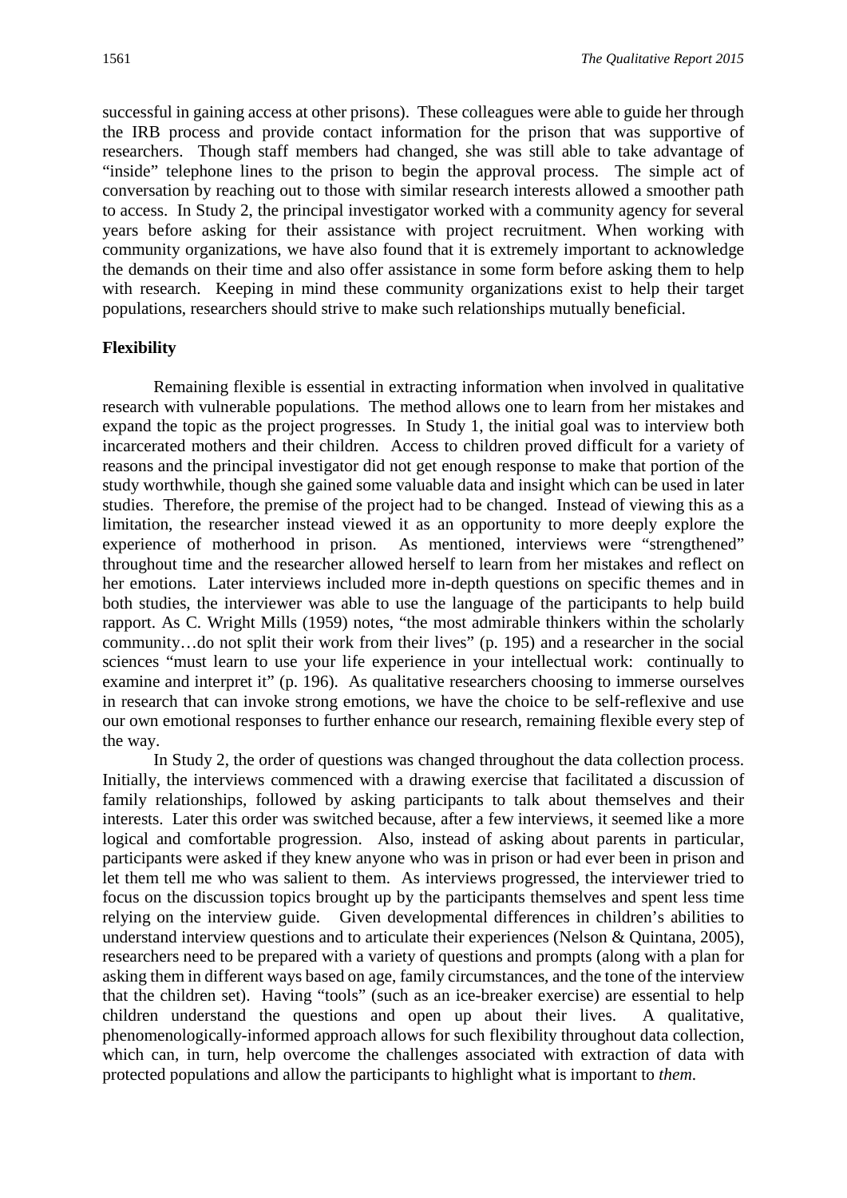successful in gaining access at other prisons). These colleagues were able to guide her through the IRB process and provide contact information for the prison that was supportive of researchers. Though staff members had changed, she was still able to take advantage of "inside" telephone lines to the prison to begin the approval process. The simple act of conversation by reaching out to those with similar research interests allowed a smoother path to access. In Study 2, the principal investigator worked with a community agency for several years before asking for their assistance with project recruitment. When working with community organizations, we have also found that it is extremely important to acknowledge the demands on their time and also offer assistance in some form before asking them to help with research. Keeping in mind these community organizations exist to help their target populations, researchers should strive to make such relationships mutually beneficial.

**Flexibility**

Remaining flexible is essential in extracting information when involved in qualitative research with vulnerable populations. The method allows one to learn from her mistakes and expand the topic as the project progresses. In Study 1, the initial goal was to interview both incarcerated mothers and their children. Access to children proved difficult for a variety of reasons and the principal investigator did not get enough response to make that portion of the study worthwhile, though she gained some valuable data and insight which can be used in later studies. Therefore, the premise of the project had to be changed. Instead of viewing this as a limitation, the researcher instead viewed it as an opportunity to more deeply explore the experience of motherhood in prison. As mentioned, interviews were "strengthened" throughout time and the researcher allowed herself to learn from her mistakes and reflect on her emotions. Later interviews included more in-depth questions on specific themes and in both studies, the interviewer was able to use the language of the participants to help build rapport. As C. Wright Mills (1959) notes, "the most admirable thinkers within the scholarly community…do not split their work from their lives" (p. 195) and a researcher in the social sciences "must learn to use your life experience in your intellectual work: continually to examine and interpret it" (p. 196). As qualitative researchers choosing to immerse ourselves in research that can invoke strong emotions, we have the choice to be self-reflexive and use our own emotional responses to further enhance our research, remaining flexible every step of the way.

In Study 2, the order of questions was changed throughout the data collection process. Initially, the interviews commenced with a drawing exercise that facilitated a discussion of family relationships, followed by asking participants to talk about themselves and their interests. Later this order was switched because, after a few interviews, it seemed like a more logical and comfortable progression. Also, instead of asking about parents in particular, participants were asked if they knew anyone who was in prison or had ever been in prison and let them tell me who was salient to them. As interviews progressed, the interviewer tried to focus on the discussion topics brought up by the participants themselves and spent less time relying on the interview guide. Given developmental differences in children's abilities to understand interview questions and to articulate their experiences (Nelson & Quintana, 2005), researchers need to be prepared with a variety of questions and prompts (along with a plan for asking them in different ways based on age, family circumstances, and the tone of the interview that the children set). Having "tools" (such as an ice-breaker exercise) are essential to help children understand the questions and open up about their lives. A qualitative, phenomenologically-informed approach allows for such flexibility throughout data collection, which can, in turn, help overcome the challenges associated with extraction of data with protected populations and allow the participants to highlight what is important to *them*.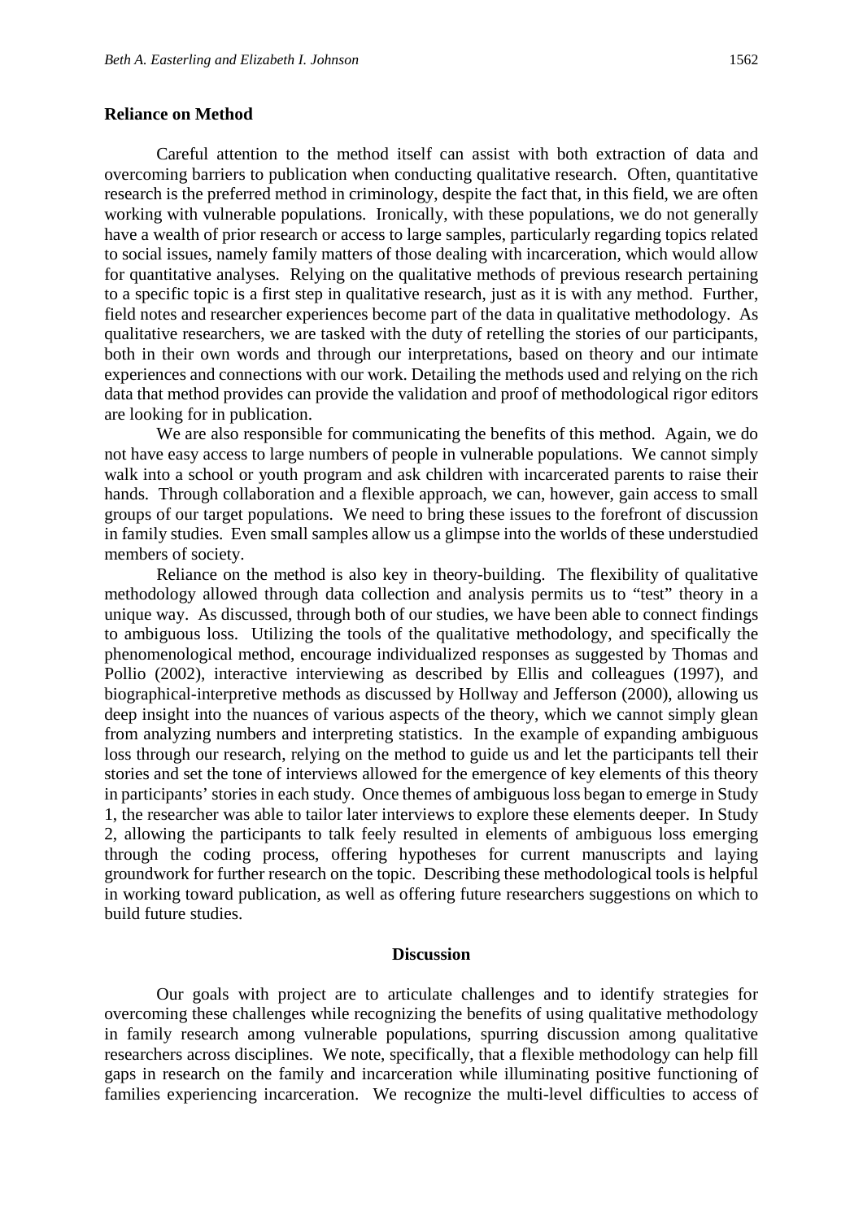## Reliance on Method

Careful attention to the method itself can assist with both extraction of data and overcoming barriers to publication when conducting qualitative research. Often, quantitative research is the preferred method in criminology, despite the fact that, in this field, we are often working with vulnerable populations. Ironically, with these populations, we do not generally have a wealth of prior research or access to large samples, particularly regarding topics related to social issues, namely family matters of those dealing with incarceration, which would allow for quantitative analyses. Relying on the qualitative methods of previous research pertaining to a specific topic is a first step in qualitative research, just as it is with any method. Further, field notes and researcher experiences become part of the data in qualitative methodology. As qualitative researchers, we are tasked with the duty of retelling the stories of our participants, both in their own words and through our interpretations, based on theory and our intimate experiences and connections with our work. Detailing the methods used and relying on the rich data that method provides can provide the validation and proof of methodological rigor editors are looking for in publication.

We are also responsible for communicating the benefits of this method. Again, we do not have easy access to large numbers of people in vulnerable populations. We cannot simply walk into a school or youth program and ask children with incarcerated parents to raise their hands. Through collaboration and a flexible approach, we can, however, gain access to small groups of our target populations. We need to bring these issues to the forefront of discussion in family studies. Even small samples allow us a glimpse into the worlds of these understudied members of society.

Reliance on the method is also key in theory-building. The flexibility of qualitative methodology allowed through data collection and analysis permits us to "test" theory in a unique way. As discussed, through both of our studies, we have been able to connect findings to ambiguous loss. Utilizing the tools of the qualitative methodology, and specifically the phenomenological method, encourage individualized responses as suggested by Thomas and Pollio (2002), interactive interviewing as described by Ellis and colleagues (1997), and biographical-interpretive methods as discussed by Hollway and Jefferson (2000), allowing us deep insight into the nuances of various aspects of the theory, which we cannot simply glean from analyzing numbers and interpreting statistics. In the example of expanding ambiguous loss through our research, relying on the method to guide us and let the participants tell their stories and set the tone of interviews allowed for the emergence of key elements of this theory in participants' stories in each study. Once themes of ambiguous loss began to emerge in Study 1, the researcher was able to tailor later interviews to explore these elements deeper. In Study 2, allowing the participants to talk feely resulted in elements of ambiguous loss emerging through the coding process, offering hypotheses for current manuscripts and laying groundwork for further research on the topic. Describing these methodological tools is helpful in working toward publication, as well as offering future researchers suggestions on which to build future studies.

## Discussion

Our goals with project are to articulate challenges and to identify strategies for overcoming these challenges while recognizing the benefits of using qualitative methodology in family research among vulnerable populations, spurring discussion among qualitative researchers across disciplines. We note, specifically, that a flexible methodology can help fill gaps in research on the family and incarceration while illuminating positive functioning of families experiencing incarceration. We recognize the multi-level difficulties to access of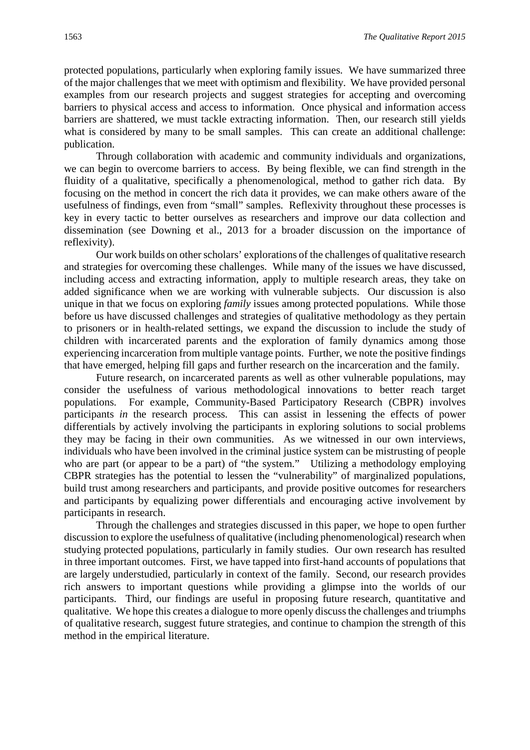protected populations, particularly when exploring family issues. We have summarized three of the major challenges that we meet with optimism and flexibility. We have provided personal examples from our research projects and suggest strategies for accepting and overcoming barriers to physical access and access to information. Once physical and information access barriers are shattered, we must tackle extracting information. Then, our research still yields what is considered by many to be small samples. This can create an additional challenge: publication.

Through collaboration with academic and community individuals and organizations, we can begin to overcome barriers to access. By being flexible, we can find strength in the fluidity of a qualitative, specifically a phenomenological, method to gather rich data. By focusing on the method in concert the rich data it provides, we can make others aware of the usefulness of findings, even from "small" samples. Reflexivity throughout these processes is key in every tactic to better ourselves as researchers and improve our data collection and dissemination (see Downing et al., 2013 for a broader discussion on the importance of reflexivity).

Our work builds on other scholars' explorations of the challenges of qualitative research and strategies for overcoming these challenges. While many of the issues we have discussed, including access and extracting information, apply to multiple research areas, they take on added significance when we are working with vulnerable subjects. Our discussion is also unique in that we focus on exploring *family* issues among protected populations. While those before us have discussed challenges and strategies of qualitative methodology as they pertain to prisoners or in health-related settings, we expand the discussion to include the study of children with incarcerated parents and the exploration of family dynamics among those experiencing incarceration from multiple vantage points. Further, we note the positive findings that have emerged, helping fill gaps and further research on the incarceration and the family.

Future research, on incarcerated parents as well as other vulnerable populations, may consider the usefulness of various methodological innovations to better reach target populations. For example, Community-Based Participatory Research (CBPR) involves participants *in* the research process. This can assist in lessening the effects of power differentials by actively involving the participants in exploring solutions to social problems they may be facing in their own communities. As we witnessed in our own interviews, individuals who have been involved in the criminal justice system can be mistrusting of people who are part (or appear to be a part) of "the system." Utilizing a methodology employing CBPR strategies has the potential to lessen the "vulnerability" of marginalized populations, build trust among researchers and participants, and provide positive outcomes for researchers and participants by equalizing power differentials and encouraging active involvement by participants in research.

Through the challenges and strategies discussed in this paper, we hope to open further discussion to explore the usefulness of qualitative (including phenomenological) research when studying protected populations, particularly in family studies. Our own research has resulted in three important outcomes. First, we have tapped into first-hand accounts of populations that are largely understudied, particularly in context of the family. Second, our research provides rich answers to important questions while providing a glimpse into the worlds of our participants. Third, our findings are useful in proposing future research, quantitative and qualitative. We hope this creates a dialogue to more openly discuss the challenges and triumphs of qualitative research, suggest future strategies, and continue to champion the strength of this method in the empirical literature.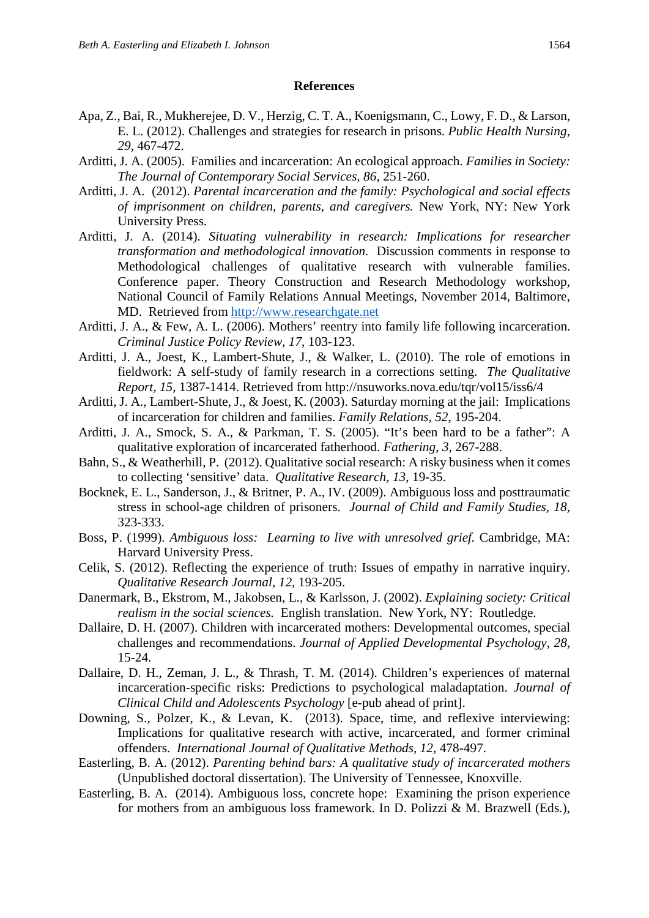**References**

Apa, Z., Bai, R., Mukherejee, D. V., Herzig, C. T. A., Koenigsmann, C., Lowy, F. D., & Larson, E. L. (2012). Challenges and strategies for research in prisons. *Public Health Nursing*, *29*, 467-472.

Arditti, J. A. (2005). Families and incarceration: An ecological approach. *Families in Society: The Journal of Contemporary Social Services, 86*, 251-260.

Arditti, J. A. (2012). *Parental incarceration and the family: Psychological and social effects of imprisonment on children, parents, and caregivers.* New York, NY: New York University Press.

Arditti, J. A. (2014). *Situating vulnerability in research: Implications for researcher transformation and methodological innovation.* Discussion comments in response to Methodological challenges of qualitative research with vulnerable families. Conference paper. Theory Construction and Research Methodology workshop, National Council of Family Relations Annual Meetings, November 2014, Baltimore, MD. Retrieved from http://www.researchgate.net

Arditti, J. A., & Few, A. L. (2006). Mothers' reentry into family life following incarceration. *Criminal Justice Policy Review*, *17*, 103-123.

Arditti, J. A., Joest, K., Lambert-Shute, J., & Walker, L. (2010). The role of emotions in fieldwork: A self-study of family research in a corrections setting. *The Qualitative Report, 15*, 1387-1414. Retrieved from http://nsuworks.nova.edu/tqr/vol15/iss6/4

Arditti, J. A., Lambert-Shute, J., & Joest, K. (2003). Saturday morning at the jail: Implications of incarceration for children and families. *Family Relations, 52*, 195-204.

Arditti, J. A., Smock, S. A., & Parkman, T. S. (2005). "It's been hard to be a father": A qualitative exploration of incarcerated fatherhood. *Fathering*, *3*, 267-288.

Bahn, S., & Weatherhill, P. (2012). Qualitative social research: A risky business when it comes to collecting 'sensitive' data. *Qualitative Research, 13,* 19-35.

Bocknek, E. L., Sanderson, J., & Britner, P. A., IV. (2009). Ambiguous loss and posttraumatic stress in school-age children of prisoners. *Journal of Child and Family Studies*, *18,* 323-333.

Boss, P. (1999). *Ambiguous loss: Learning to live with unresolved grief.* Cambridge, MA: Harvard University Press.

Celik, S. (2012). Reflecting the experience of truth: Issues of empathy in narrative inquiry. *Qualitative Research Journal, 12,* 193-205.

Danermark, B., Ekstrom, M., Jakobsen, L., & Karlsson, J. (2002). *Explaining society: Critical realism in the social sciences.* English translation. New York, NY: Routledge.

Dallaire, D. H. (2007). Children with incarcerated mothers: Developmental outcomes, special challenges and recommendations. *Journal of Applied Developmental Psychology*, *28*, 15-24.

Dallaire, D. H., Zeman, J. L., & Thrash, T. M. (2014). Children's experiences of maternal incarceration-specific risks: Predictions to psychological maladaptation. *Journal of Clinical Child and Adolescents Psychology* [e-pub ahead of print].

Downing, S., Polzer, K., & Levan, K. (2013). Space, time, and reflexive interviewing: Implications for qualitative research with active, incarcerated, and former criminal offenders. *International Journal of Qualitative Methods, 12,* 478-497.

Easterling, B. A. (2012). *Parenting behind bars: A qualitative study of incarcerated mothers* (Unpublished doctoral dissertation). The University of Tennessee, Knoxville.

Easterling, B. A. (2014). Ambiguous loss, concrete hope: Examining the prison experience for mothers from an ambiguous loss framework. In D. Polizzi & M. Brazwell (Eds.),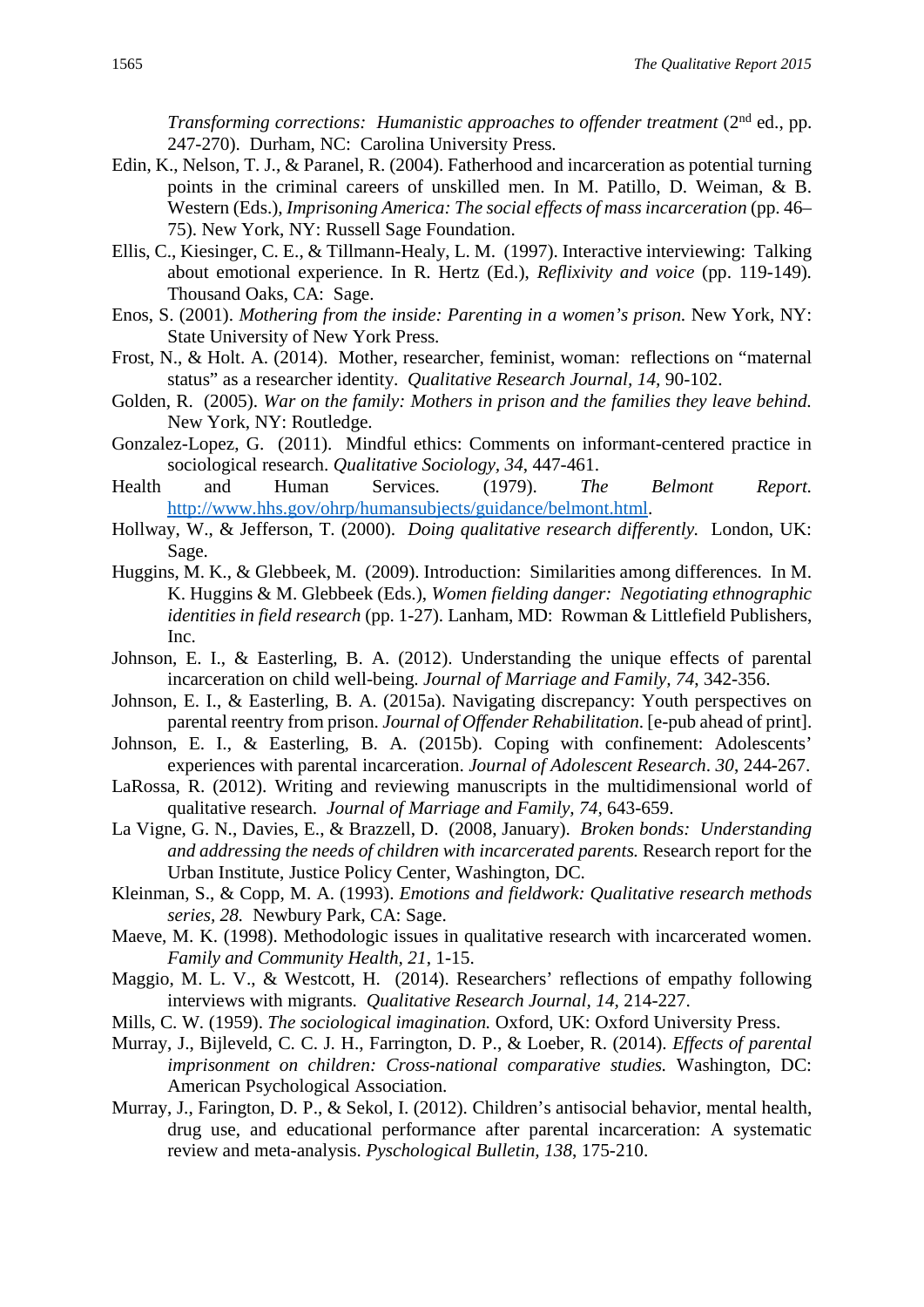*Transforming corrections: Humanistic approaches to offender treatment* (2nd ed., pp. 247-270). Durham, NC: Carolina University Press.

Edin, K., Nelson, T. J., & Paranel, R. (2004). Fatherhood and incarceration as potential turning points in the criminal careers of unskilled men. In M. Patillo, D. Weiman, & B. Western (Eds.), *Imprisoning America: The social effects of mass incarceration* (pp. 46–75). New York, NY: Russell Sage Foundation.

Ellis, C., Kiesinger, C. E., & Tillmann-Healy, L. M. (1997). Interactive interviewing: Talking about emotional experience. In R. Hertz (Ed.), *Reflexivity and voice* (pp. 119-149). Thousand Oaks, CA: Sage.

Enos, S. (2001). *Mothering from the inside: Parenting in a women's prison.* New York, NY: State University of New York Press.

Frost, N., & Holt. A. (2014). Mother, researcher, feminist, woman: reflections on "maternal status" as a researcher identity. *Qualitative Research Journal, 14,* 90-102.

Golden, R. (2005). *War on the family: Mothers in prison and the families they leave behind.* New York, NY: Routledge.

Gonzalez-Lopez, G. (2011). Mindful ethics: Comments on informant-centered practice in sociological research. *Qualitative Sociology, 34*, 447-461.

Health and Human Services. (1979). *The Belmont Report.* http://www.hhs.gov/ohrp/humansubjects/guidance/belmont.html.

Hollway, W., & Jefferson, T. (2000). *Doing qualitative research differently.* London, UK: Sage.

Huggins, M. K., & Glebbeek, M. (2009). Introduction: Similarities among differences. In M. K. Huggins & M. Glebbeek (Eds.), *Women fielding danger: Negotiating ethnographic identities in field research* (pp. 1-27). Lanham, MD: Rowman & Littlefield Publishers, Inc.

Johnson, E. I., & Easterling, B. A. (2012). Understanding the unique effects of parental incarceration on child well-being. *Journal of Marriage and Family, 74*, 342-356.

Johnson, E. I., & Easterling, B. A. (2015a). Navigating discrepancy: Youth perspectives on parental reentry from prison. *Journal of Offender Rehabilitation*. [e-pub ahead of print].

Johnson, E. I., & Easterling, B. A. (2015b). Coping with confinement: Adolescents' experiences with parental incarceration. *Journal of Adolescent Research*. *30*, 244-267.

LaRossa, R. (2012). Writing and reviewing manuscripts in the multidimensional world of qualitative research. *Journal of Marriage and Family, 74,* 643-659.

La Vigne, G. N., Davies, E., & Brazzell, D. (2008, January). *Broken bonds: Understanding and addressing the needs of children with incarcerated parents.* Research report for the Urban Institute, Justice Policy Center, Washington, DC.

Kleinman, S., & Copp, M. A. (1993). *Emotions and fieldwork: Qualitative research methods series, 28.* Newbury Park, CA: Sage.

Maeve, M. K. (1998). Methodologic issues in qualitative research with incarcerated women. *Family and Community Health, 21*, 1-15.

Maggio, M. L. V., & Westcott, H. (2014). Researchers' reflections of empathy following interviews with migrants. *Qualitative Research Journal, 14,* 214-227.

Mills, C. W. (1959). *The sociological imagination.* Oxford, UK: Oxford University Press.

Murray, J., Bijleveld, C. C. J. H., Farrington, D. P., & Loeber, R. (2014). *Effects of parental imprisonment on children: Cross-national comparative studies.* Washington, DC: American Psychological Association.

Murray, J., Farington, D. P., & Sekol, I. (2012). Children's antisocial behavior, mental health, drug use, and educational performance after parental incarceration: A systematic review and meta-analysis. *Pyschological Bulletin, 138*, 175-210.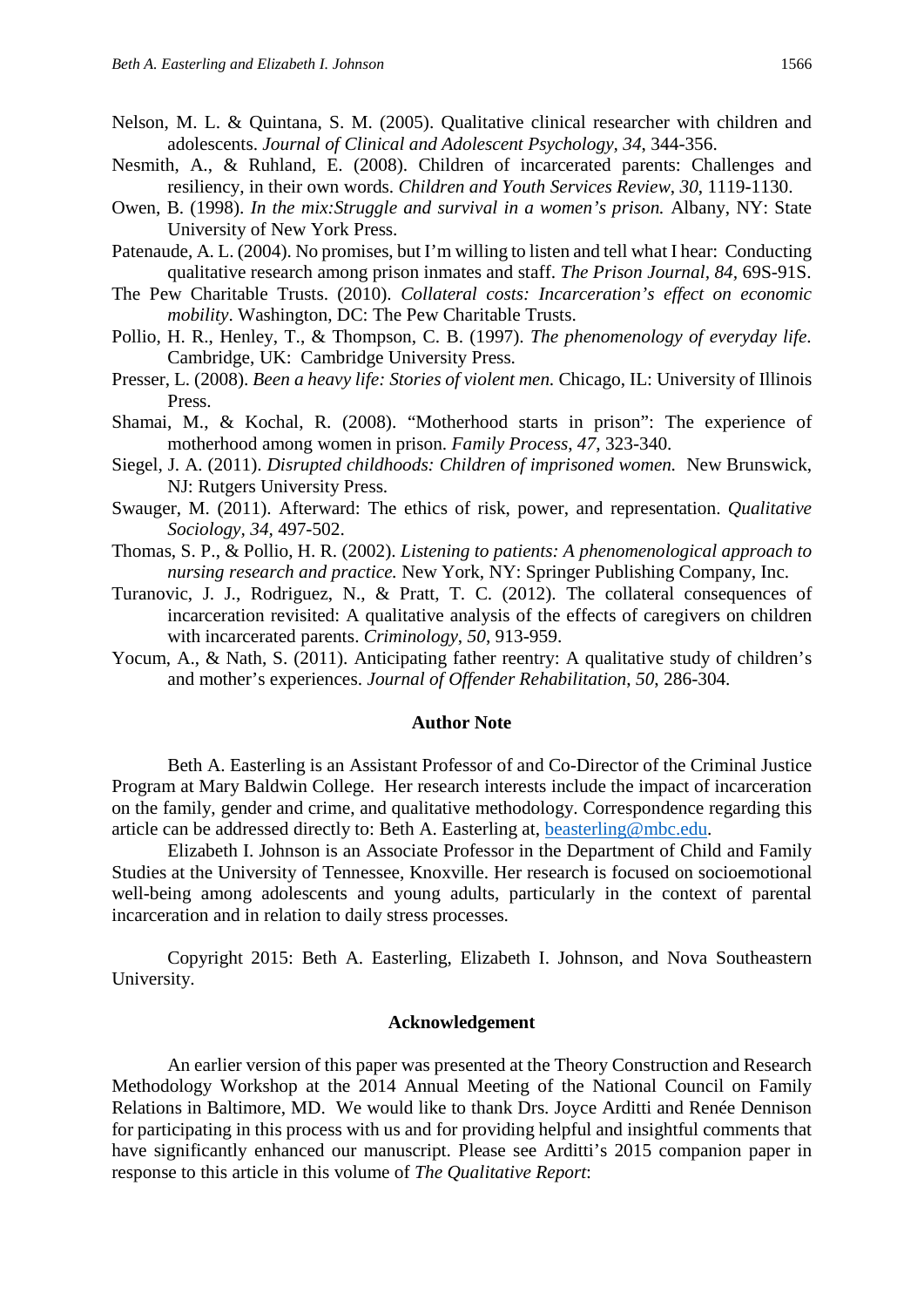Nelson, M. L. & Quintana, S. M. (2005). Qualitative clinical researcher with children and adolescents. *Journal of Clinical and Adolescent Psychology, 34*, 344-356.

Nesmith, A., & Ruhland, E. (2008). Children of incarcerated parents: Challenges and resiliency, in their own words. *Children and Youth Services Review*, *30*, 1119-1130.

Owen, B. (1998). *In the mix:Struggle and survival in a women's prison.* Albany, NY: State University of New York Press.

Patenaude, A. L. (2004). No promises, but I'm willing to listen and tell what I hear: Conducting qualitative research among prison inmates and staff. *The Prison Journal, 84*, 69S-91S.

The Pew Charitable Trusts. (2010). *Collateral costs: Incarceration's effect on economic mobility*. Washington, DC: The Pew Charitable Trusts.

Pollio, H. R., Henley, T., & Thompson, C. B. (1997). *The phenomenology of everyday life*. Cambridge, UK: Cambridge University Press.

Presser, L. (2008). *Been a heavy life: Stories of violent men.* Chicago, IL: University of Illinois Press.

Shamai, M., & Kochal, R. (2008). "Motherhood starts in prison": The experience of motherhood among women in prison. *Family Process*, *47*, 323-340.

Siegel, J. A. (2011). *Disrupted childhoods: Children of imprisoned women.* New Brunswick, NJ: Rutgers University Press.

Swauger, M. (2011). Afterward: The ethics of risk, power, and representation. *Qualitative Sociology*, *34*, 497-502.

Thomas, S. P., & Pollio, H. R. (2002). *Listening to patients: A phenomenological approach to nursing research and practice.* New York, NY: Springer Publishing Company, Inc.

Turanovic, J. J., Rodriguez, N., & Pratt, T. C. (2012). The collateral consequences of incarceration revisited: A qualitative analysis of the effects of caregivers on children with incarcerated parents. *Criminology*, *50*, 913-959.

Yocum, A., & Nath, S. (2011). Anticipating father reentry: A qualitative study of children's and mother's experiences. *Journal of Offender Rehabilitation*, *50*, 286-304.

## Author Note

Beth A. Easterling is an Assistant Professor of and Co-Director of the Criminal Justice Program at Mary Baldwin College. Her research interests include the impact of incarceration on the family, gender and crime, and qualitative methodology. Correspondence regarding this article can be addressed directly to: Beth A. Easterling at, beasterling@mbc.edu.

Elizabeth I. Johnson is an Associate Professor in the Department of Child and Family Studies at the University of Tennessee, Knoxville. Her research is focused on socioemotional well-being among adolescents and young adults, particularly in the context of parental incarceration and in relation to daily stress processes.

Copyright 2015: Beth A. Easterling, Elizabeth I. Johnson, and Nova Southeastern University.

## Acknowledgement

An earlier version of this paper was presented at the Theory Construction and Research Methodology Workshop at the 2014 Annual Meeting of the National Council on Family Relations in Baltimore, MD. We would like to thank Drs. Joyce Arditti and Renée Dennison for participating in this process with us and for providing helpful and insightful comments that have significantly enhanced our manuscript. Please see Arditti's 2015 companion paper in response to this article in this volume of *The Qualitative Report*: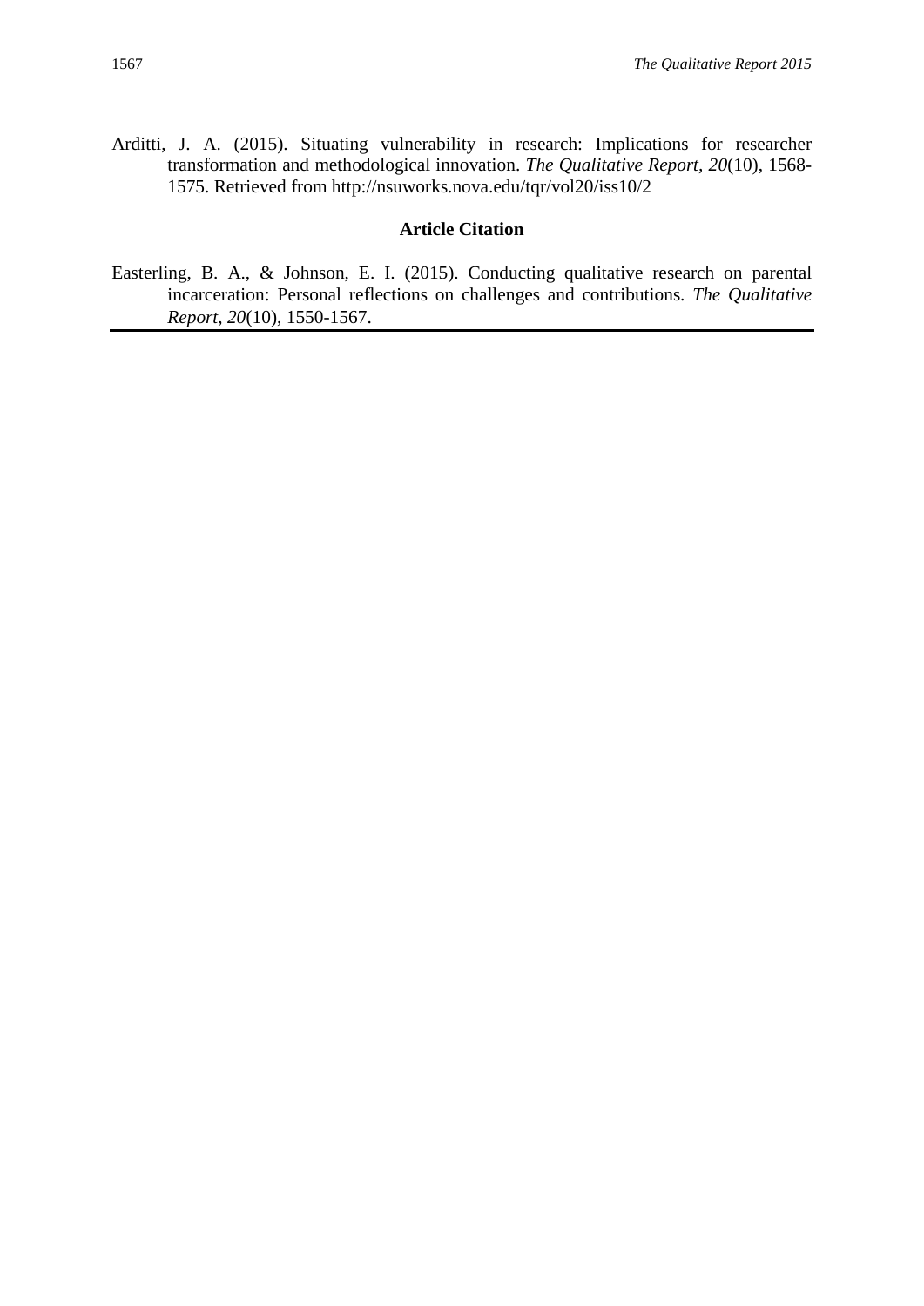Arditti, J. A. (2015). Situating vulnerability in research: Implications for researcher transformation and methodological innovation. *The Qualitative Report, 20*(10), 1568-1575. Retrieved from http://nsuworks.nova.edu/tqr/vol20/iss10/2

### Article Citation

Easterling, B. A., & Johnson, E. I. (2015). Conducting qualitative research on parental incarceration: Personal reflections on challenges and contributions. *The Qualitative Report, 20*(10), 1550-1567.